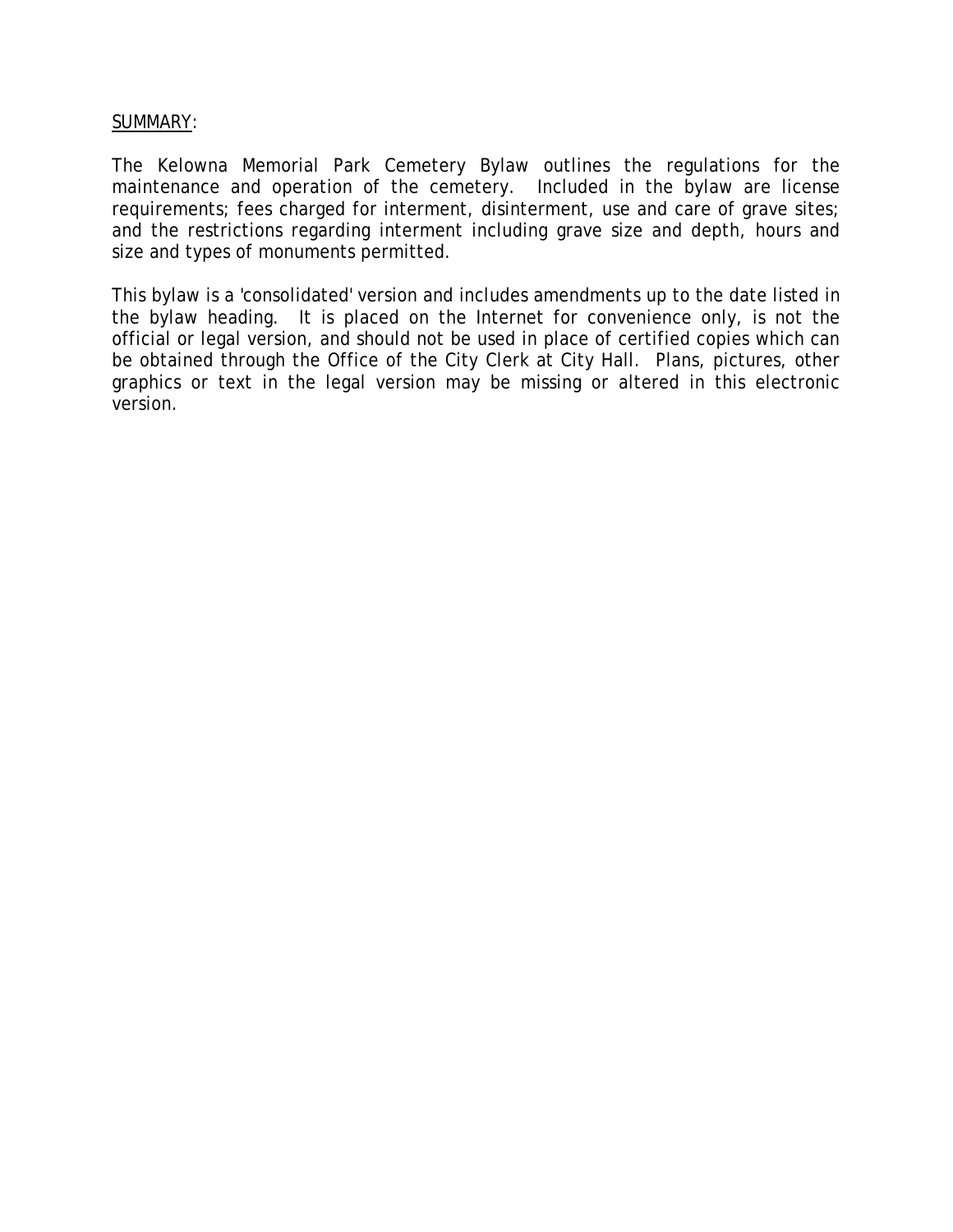<u>SUMMARY</u>:

The Kelowna Memorial Park Cemetery Bylaw outlines the regulations for the maintenance and operation of the cemetery. Included in the bylaw are license requirements; fees charged for interment, disinterment, use and care of grave sites; and the restrictions regarding interment including grave size and depth, hours and size and types of monuments permitted.

This bylaw is a 'consolidated' version and includes amendments up to the date listed in the bylaw heading. It is placed on the Internet for convenience only, is not the official or legal version, and should not be used in place of certified copies which can be obtained through the Office of the City Clerk at City Hall. Plans, pictures, other graphics or text in the legal version may be missing or altered in this electronic version.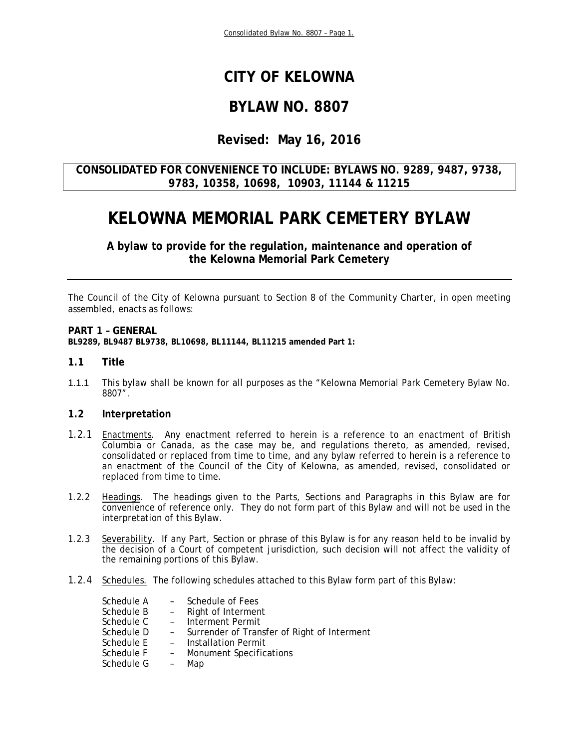# CITY OF KELOWNA

# BYLAW NO. 8807

## Revised: May 16, 2016

**CONSOLIDATED FOR CONVENIENCE TO INCLUDE: BYLAWS NO. 9289, 9487, 9738, 9783, 10358, 10698, 10903, 11144 & 11215**

# KELOWNA MEMORIAL PARK CEMETERY BYLAW

**A bylaw to provide for the regulation, maintenance and operation of the Kelowna Memorial Park Cemetery**

---

The Council of the City of Kelowna pursuant to Section 8 of the Community Charter, in open meeting assembled, enacts as follows:

**PART 1 – GENERAL**
**BL9289, BL9487 BL9738, BL10698, BL11144, BL11215 amended Part 1:**

### 1.1 Title

1.1.1 This bylaw shall be known for all purposes as the "Kelowna Memorial Park Cemetery Bylaw No. 8807".

### 1.2 Interpretation

1.2.1 Enactments. Any enactment referred to herein is a reference to an enactment of British Columbia or Canada, as the case may be, and regulations thereto, as amended, revised, consolidated or replaced from time to time, and any bylaw referred to herein is a reference to an enactment of the Council of the City of Kelowna, as amended, revised, consolidated or replaced from time to time.

1.2.2 Headings. The headings given to the Parts, Sections and Paragraphs in this Bylaw are for convenience of reference only. They do not form part of this Bylaw and will not be used in the interpretation of this Bylaw.

1.2.3 Severability. If any Part, Section or phrase of this Bylaw is for any reason held to be invalid by the decision of a Court of competent jurisdiction, such decision will not affect the validity of the remaining portions of this Bylaw.

1.2.4 Schedules. The following schedules attached to this Bylaw form part of this Bylaw:

- Schedule A – Schedule of Fees
- Schedule B – Right of Interment
- Schedule C – Interment Permit
- Schedule D – Surrender of Transfer of Right of Interment
- Schedule E – Installation Permit
- Schedule F – Monument Specifications
- Schedule G – Map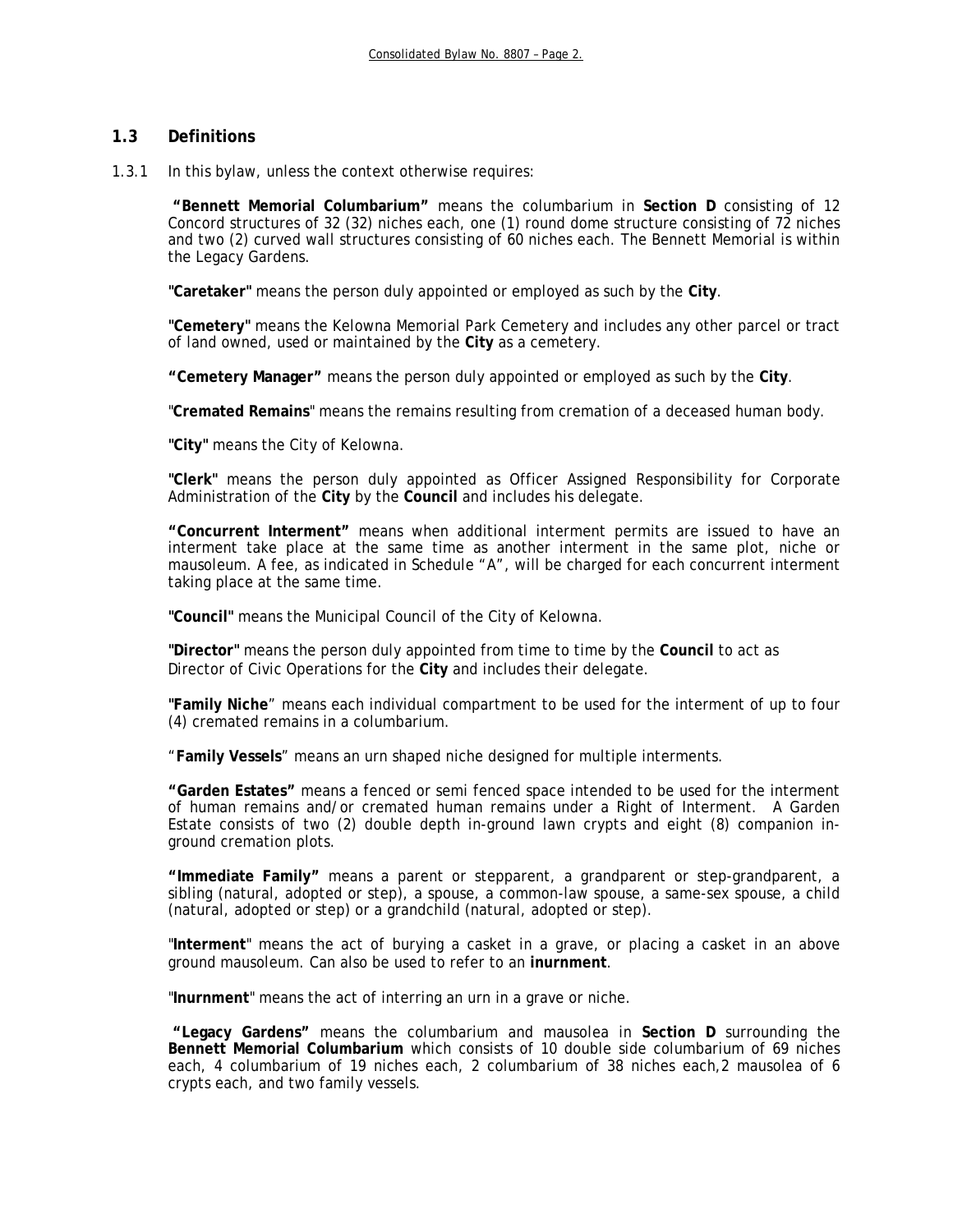## 1.3 Definitions

1.3.1 In this bylaw, unless the context otherwise requires:

**"Bennett Memorial Columbarium"** means the columbarium in **Section D** consisting of 12 Concord structures of 32 (32) niches each, one (1) round dome structure consisting of 72 niches and two (2) curved wall structures consisting of 60 niches each. The Bennett Memorial is within the Legacy Gardens.

**"Caretaker"** means the person duly appointed or employed as such by the **City**.

**"Cemetery"** means the Kelowna Memorial Park Cemetery and includes any other parcel or tract of land owned, used or maintained by the **City** as a cemetery.

**"Cemetery Manager"** means the person duly appointed or employed as such by the **City**.

"**Cremated Remains**" means the remains resulting from cremation of a deceased human body.

**"City"** means the City of Kelowna.

**"Clerk"** means the person duly appointed as Officer Assigned Responsibility for Corporate Administration of the **City** by the **Council** and includes his delegate.

**"Concurrent Interment"** means when additional interment permits are issued to have an interment take place at the same time as another interment in the same plot, niche or mausoleum. A fee, as indicated in Schedule "A", will be charged for each concurrent interment taking place at the same time.

**"Council"** means the Municipal Council of the City of Kelowna.

**"Director"** means the person duly appointed from time to time by the **Council** to act as Director of Civic Operations for the **City** and includes their delegate.

"**Family Niche**" means each individual compartment to be used for the interment of up to four (4) cremated remains in a columbarium.

"**Family Vessels**" means an urn shaped niche designed for multiple interments.

**"Garden Estates"** means a fenced or semi fenced space intended to be used for the interment of human remains and/or cremated human remains under a Right of Interment. A Garden Estate consists of two (2) double depth in-ground lawn crypts and eight (8) companion in-ground cremation plots.

**"Immediate Family"** means a parent or stepparent, a grandparent or step-grandparent, a sibling (natural, adopted or step), a spouse, a common-law spouse, a same-sex spouse, a child (natural, adopted or step) or a grandchild (natural, adopted or step).

"**Interment**" means the act of burying a casket in a grave, or placing a casket in an above ground mausoleum. Can also be used to refer to an **inurnment**.

"**Inurnment**" means the act of interring an urn in a grave or niche.

**"Legacy Gardens"** means the columbarium and mausolea in **Section D** surrounding the **Bennett Memorial Columbarium** which consists of 10 double side columbarium of 69 niches each, 4 columbarium of 19 niches each, 2 columbarium of 38 niches each,2 mausolea of 6 crypts each, and two family vessels.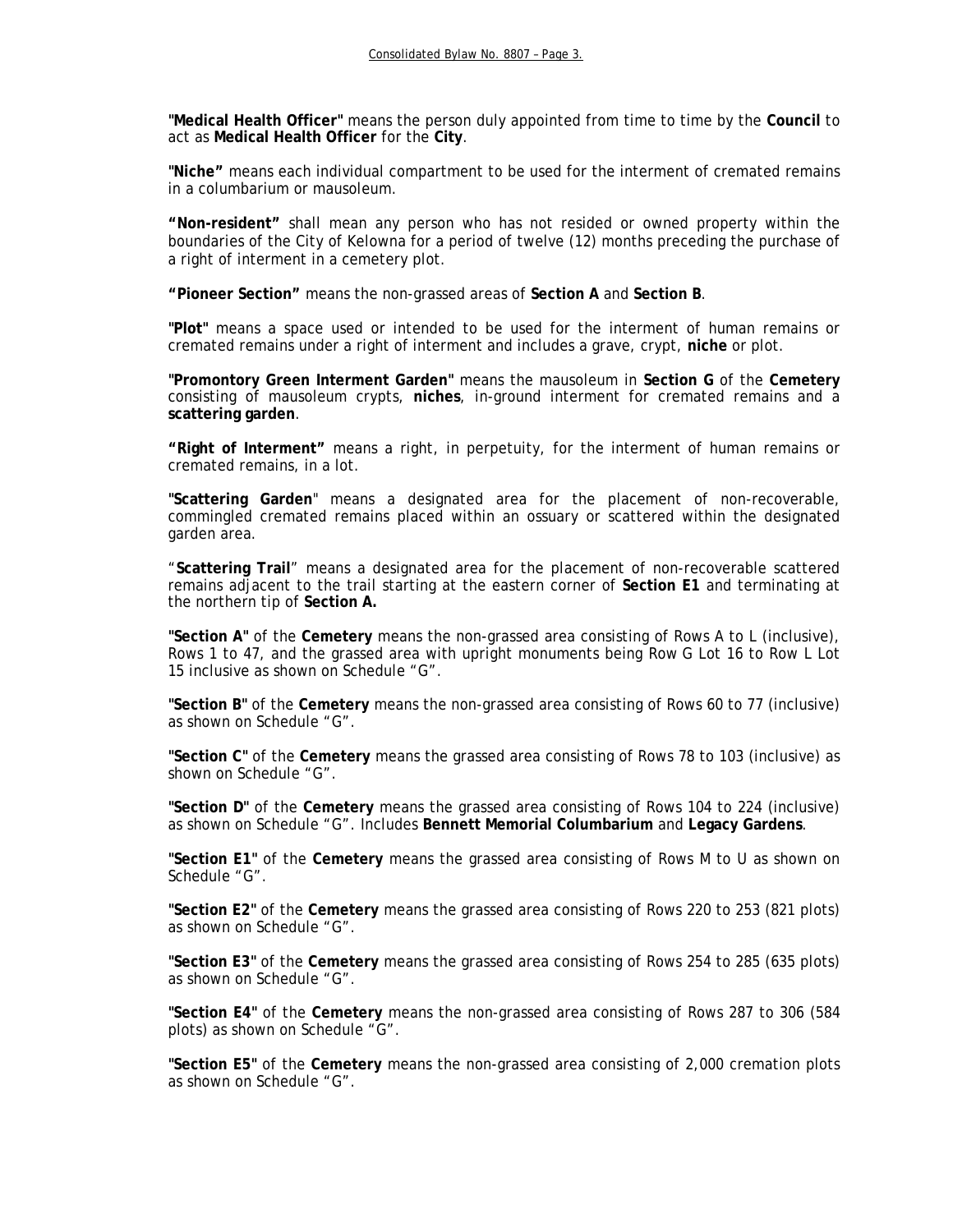"**Medical Health Officer**" means the person duly appointed from time to time by the **Council** to act as **Medical Health Officer** for the **City**.

"**Niche**" means each individual compartment to be used for the interment of cremated remains in a columbarium or mausoleum.

"**Non-resident**" shall mean any person who has not resided or owned property within the boundaries of the City of Kelowna for a period of twelve (12) months preceding the purchase of a right of interment in a cemetery plot.

"**Pioneer Section**" means the non-grassed areas of **Section A** and **Section B**.

"**Plot**" means a space used or intended to be used for the interment of human remains or cremated remains under a right of interment and includes a grave, crypt, **niche** or plot.

"**Promontory Green Interment Garden**" means the mausoleum in **Section G** of the **Cemetery** consisting of mausoleum crypts, **niches**, in-ground interment for cremated remains and a **scattering garden**.

"**Right of Interment**" means a right, in perpetuity, for the interment of human remains or cremated remains, in a lot.

"**Scattering Garden**" means a designated area for the placement of non-recoverable, commingled cremated remains placed within an ossuary or scattered within the designated garden area.

"**Scattering Trail**" means a designated area for the placement of non-recoverable scattered remains adjacent to the trail starting at the eastern corner of **Section E1** and terminating at the northern tip of **Section A.**

"**Section A**" of the **Cemetery** means the non-grassed area consisting of Rows A to L (inclusive), Rows 1 to 47, and the grassed area with upright monuments being Row G Lot 16 to Row L Lot 15 inclusive as shown on Schedule "G".

"**Section B**" of the **Cemetery** means the non-grassed area consisting of Rows 60 to 77 (inclusive) as shown on Schedule "G".

"**Section C**" of the **Cemetery** means the grassed area consisting of Rows 78 to 103 (inclusive) as shown on Schedule "G".

"**Section D**" of the **Cemetery** means the grassed area consisting of Rows 104 to 224 (inclusive) as shown on Schedule "G". Includes **Bennett Memorial Columbarium** and **Legacy Gardens**.

"**Section E1**" of the **Cemetery** means the grassed area consisting of Rows M to U as shown on Schedule "G".

"**Section E2**" of the **Cemetery** means the grassed area consisting of Rows 220 to 253 (821 plots) as shown on Schedule "G".

"**Section E3**" of the **Cemetery** means the grassed area consisting of Rows 254 to 285 (635 plots) as shown on Schedule "G".

"**Section E4**" of the **Cemetery** means the non-grassed area consisting of Rows 287 to 306 (584 plots) as shown on Schedule "G".

"**Section E5**" of the **Cemetery** means the non-grassed area consisting of 2,000 cremation plots as shown on Schedule "G".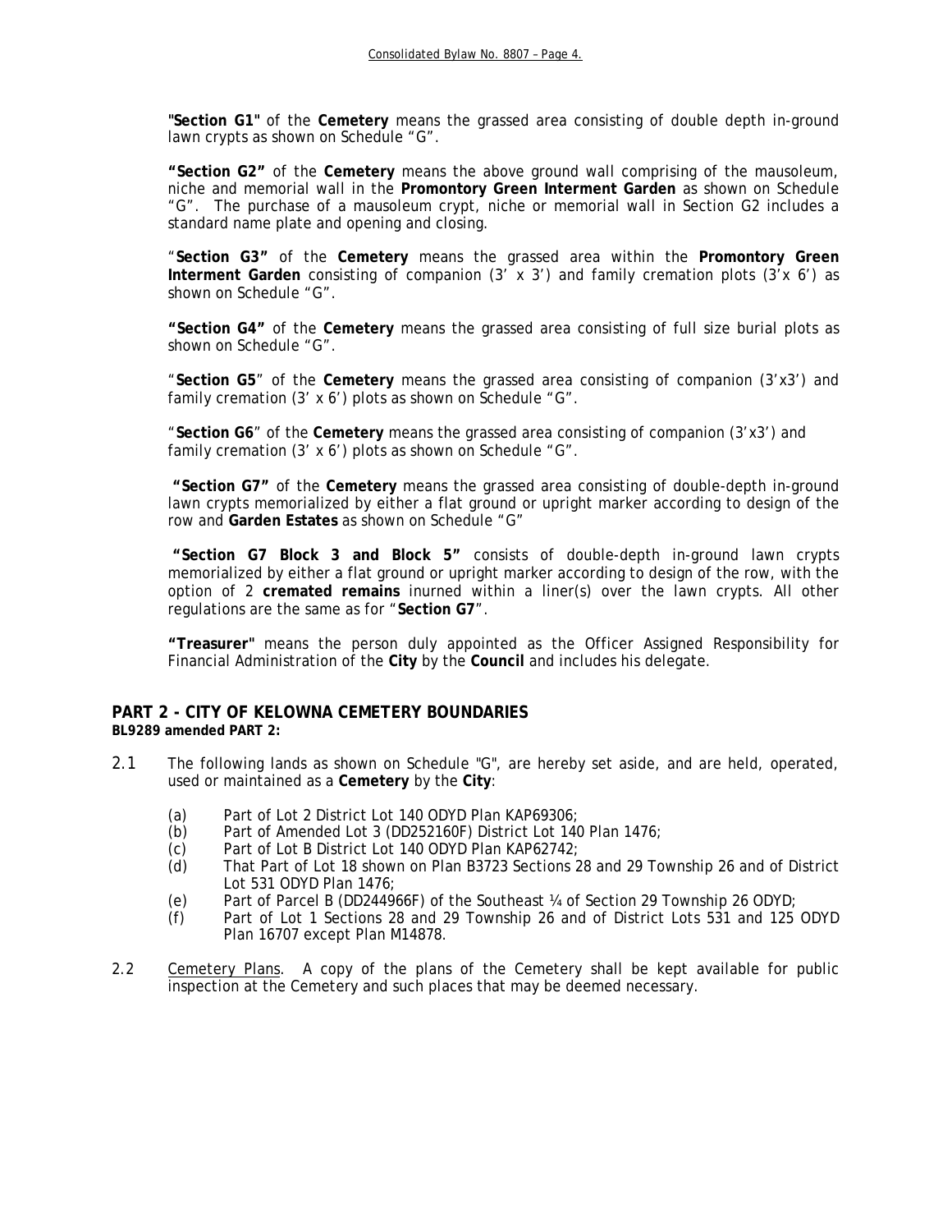"**Section G1**" of the **Cemetery** means the grassed area consisting of double depth in-ground lawn crypts as shown on Schedule "G".

**"Section G2"** of the **Cemetery** means the above ground wall comprising of the mausoleum, niche and memorial wall in the **Promontory Green Interment Garden** as shown on Schedule "G". The purchase of a mausoleum crypt, niche or memorial wall in Section G2 includes a standard name plate and opening and closing.

"**Section G3"** of the **Cemetery** means the grassed area within the **Promontory Green Interment Garden** consisting of companion (3' x 3') and family cremation plots (3' x 6') as shown on Schedule "G".

**"Section G4"** of the **Cemetery** means the grassed area consisting of full size burial plots as shown on Schedule "G".

"**Section G5**" of the **Cemetery** means the grassed area consisting of companion (3'x3') and family cremation (3' x 6') plots as shown on Schedule "G".

"**Section G6**" of the **Cemetery** means the grassed area consisting of companion (3'x3') and family cremation (3' x 6') plots as shown on Schedule "G".

**"Section G7"** of the **Cemetery** means the grassed area consisting of double-depth in-ground lawn crypts memorialized by either a flat ground or upright marker according to design of the row and **Garden Estates** as shown on Schedule "G"

**"Section G7 Block 3 and Block 5"** consists of double-depth in-ground lawn crypts memorialized by either a flat ground or upright marker according to design of the row, with the option of 2 **cremated remains** inurned within a liner(s) over the lawn crypts. All other regulations are the same as for "**Section G7**".

**"Treasurer"** means the person duly appointed as the Officer Assigned Responsibility for Financial Administration of the **City** by the **Council** and includes his delegate.

## PART 2 - CITY OF KELOWNA CEMETERY BOUNDARIES

**BL9289 amended PART 2:**

2.1 The following lands as shown on Schedule "G", are hereby set aside, and are held, operated, used or maintained as a **Cemetery** by the **City**:

(a) Part of Lot 2 District Lot 140 ODYD Plan KAP69306;
(b) Part of Amended Lot 3 (DD252160F) District Lot 140 Plan 1476;
(c) Part of Lot B District Lot 140 ODYD Plan KAP62742;
(d) That Part of Lot 18 shown on Plan B3723 Sections 28 and 29 Township 26 and of District Lot 531 ODYD Plan 1476;
(e) Part of Parcel B (DD244966F) of the Southeast ¼ of Section 29 Township 26 ODYD;
(f) Part of Lot 1 Sections 28 and 29 Township 26 and of District Lots 531 and 125 ODYD Plan 16707 except Plan M14878.

2.2 Cemetery Plans. A copy of the plans of the Cemetery shall be kept available for public inspection at the Cemetery and such places that may be deemed necessary.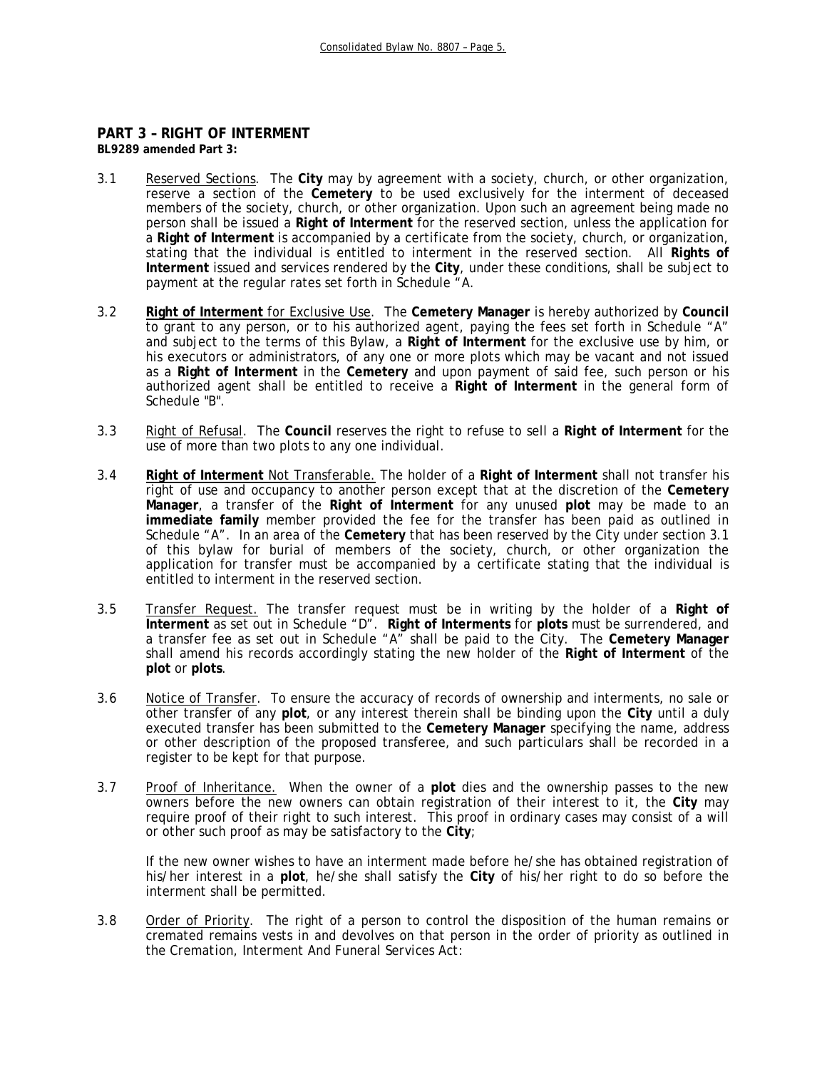## PART 3 – RIGHT OF INTERMENT

**BL9289 amended Part 3:**

3.1 Reserved Sections. The **City** may by agreement with a society, church, or other organization, reserve a section of the **Cemetery** to be used exclusively for the interment of deceased members of the society, church, or other organization. Upon such an agreement being made no person shall be issued a **Right of Interment** for the reserved section, unless the application for a **Right of Interment** is accompanied by a certificate from the society, church, or organization, stating that the individual is entitled to interment in the reserved section. All **Rights of Interment** issued and services rendered by the **City**, under these conditions, shall be subject to payment at the regular rates set forth in Schedule "A.

3.2 **Right of Interment** for Exclusive Use. The **Cemetery Manager** is hereby authorized by **Council** to grant to any person, or to his authorized agent, paying the fees set forth in Schedule "A" and subject to the terms of this Bylaw, a **Right of Interment** for the exclusive use by him, or his executors or administrators, of any one or more plots which may be vacant and not issued as a **Right of Interment** in the **Cemetery** and upon payment of said fee, such person or his authorized agent shall be entitled to receive a **Right of Interment** in the general form of Schedule "B".

3.3 Right of Refusal. The **Council** reserves the right to refuse to sell a **Right of Interment** for the use of more than two plots to any one individual.

3.4 **Right of Interment** Not Transferable. The holder of a **Right of Interment** shall not transfer his right of use and occupancy to another person except that at the discretion of the **Cemetery Manager**, a transfer of the **Right of Interment** for any unused **plot** may be made to an **immediate family** member provided the fee for the transfer has been paid as outlined in Schedule "A". In an area of the **Cemetery** that has been reserved by the City under section 3.1 of this bylaw for burial of members of the society, church, or other organization the application for transfer must be accompanied by a certificate stating that the individual is entitled to interment in the reserved section.

3.5 Transfer Request. The transfer request must be in writing by the holder of a **Right of Interment** as set out in Schedule "D". **Right of Interments** for **plots** must be surrendered, and a transfer fee as set out in Schedule "A" shall be paid to the City. The **Cemetery Manager** shall amend his records accordingly stating the new holder of the **Right of Interment** of the **plot** or **plots**.

3.6 Notice of Transfer. To ensure the accuracy of records of ownership and interments, no sale or other transfer of any **plot**, or any interest therein shall be binding upon the **City** until a duly executed transfer has been submitted to the **Cemetery Manager** specifying the name, address or other description of the proposed transferee, and such particulars shall be recorded in a register to be kept for that purpose.

3.7 Proof of Inheritance. When the owner of a **plot** dies and the ownership passes to the new owners before the new owners can obtain registration of their interest to it, the **City** may require proof of their right to such interest. This proof in ordinary cases may consist of a will or other such proof as may be satisfactory to the **City**;

If the new owner wishes to have an interment made before he/she has obtained registration of his/her interest in a **plot**, he/she shall satisfy the **City** of his/her right to do so before the interment shall be permitted.

3.8 Order of Priority. The right of a person to control the disposition of the human remains or cremated remains vests in and devolves on that person in the order of priority as outlined in the *Cremation, Interment And Funeral Services Act*: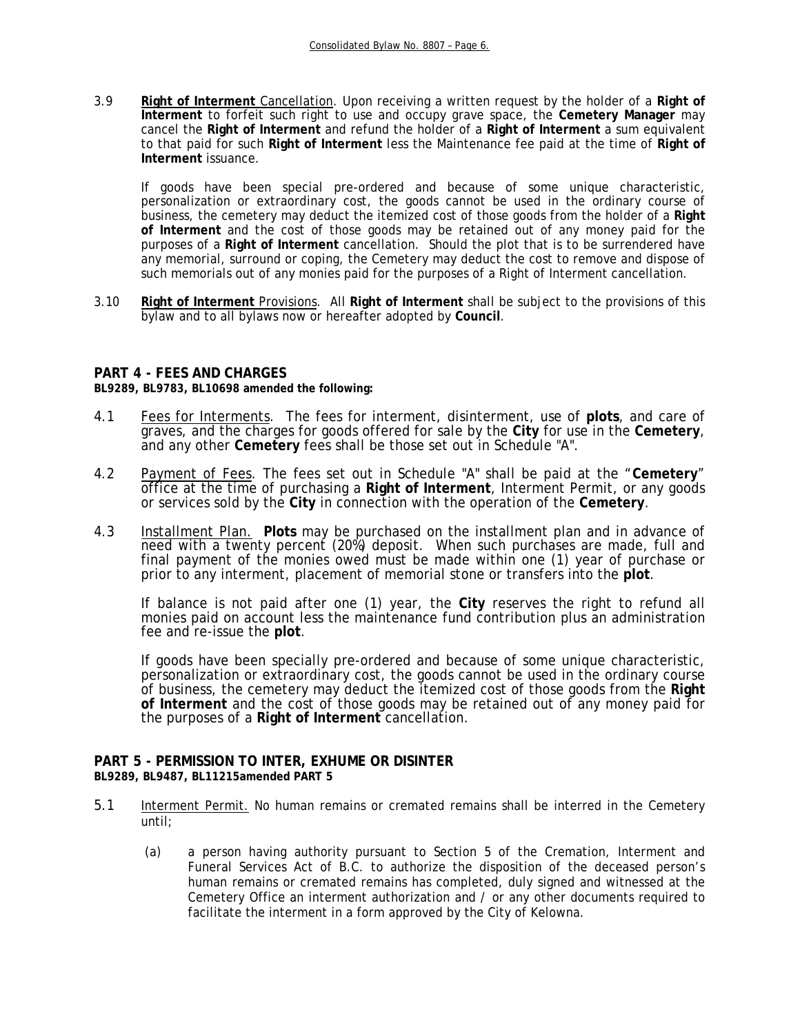3.9 **Right of Interment** Cancellation. Upon receiving a written request by the holder of a **Right of Interment** to forfeit such right to use and occupy grave space, the **Cemetery Manager** may cancel the **Right of Interment** and refund the holder of a **Right of Interment** a sum equivalent to that paid for such **Right of Interment** less the Maintenance fee paid at the time of **Right of Interment** issuance.

If goods have been special pre-ordered and because of some unique characteristic, personalization or extraordinary cost, the goods cannot be used in the ordinary course of business, the cemetery may deduct the itemized cost of those goods from the holder of a **Right of Interment** and the cost of those goods may be retained out of any money paid for the purposes of a **Right of Interment** cancellation. Should the plot that is to be surrendered have any memorial, surround or coping, the Cemetery may deduct the cost to remove and dispose of such memorials out of any monies paid for the purposes of a Right of Interment cancellation.

3.10 **Right of Interment** Provisions. All **Right of Interment** shall be subject to the provisions of this bylaw and to all bylaws now or hereafter adopted by **Council**.

## PART 4 - FEES AND CHARGES

**BL9289, BL9783, BL10698 amended the following:**

4.1 Fees for Interments. The fees for interment, disinterment, use of **plots**, and care of graves, and the charges for goods offered for sale by the **City** for use in the **Cemetery**, and any other **Cemetery** fees shall be those set out in Schedule "A".

4.2 Payment of Fees. The fees set out in Schedule "A" shall be paid at the "**Cemetery**" office at the time of purchasing a **Right of Interment**, Interment Permit, or any goods or services sold by the **City** in connection with the operation of the **Cemetery**.

4.3 Installment Plan. **Plots** may be purchased on the installment plan and in advance of need with a twenty percent (20%) deposit. When such purchases are made, full and final payment of the monies owed must be made within one (1) year of purchase or prior to any interment, placement of memorial stone or transfers into the **plot**.

If balance is not paid after one (1) year, the **City** reserves the right to refund all monies paid on account less the maintenance fund contribution plus an administration fee and re-issue the **plot**.

If goods have been specially pre-ordered and because of some unique characteristic, personalization or extraordinary cost, the goods cannot be used in the ordinary course of business, the cemetery may deduct the itemized cost of those goods from the **Right of Interment** and the cost of those goods may be retained out of any money paid for the purposes of a **Right of Interment** cancellation.

## PART 5 - PERMISSION TO INTER, EXHUME OR DISINTER

**BL9289, BL9487, BL11215amended PART 5**

5.1 Interment Permit. No human remains or cremated remains shall be interred in the Cemetery until;

(a) a person having authority pursuant to Section 5 of the Cremation, Interment and Funeral Services Act of B.C. to authorize the disposition of the deceased person's human remains or cremated remains has completed, duly signed and witnessed at the Cemetery Office an interment authorization and / or any other documents required to facilitate the interment in a form approved by the City of Kelowna.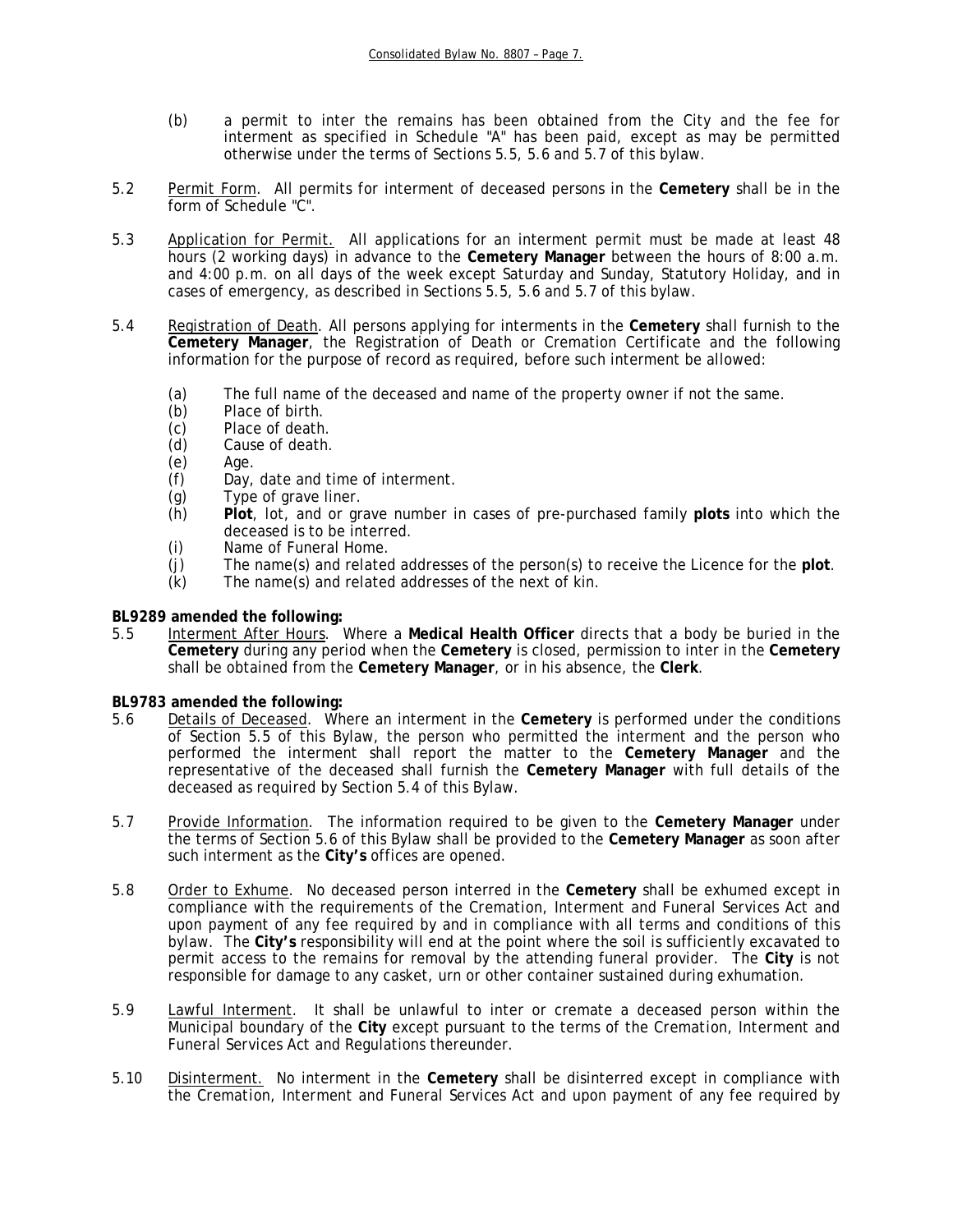(b) a permit to inter the remains has been obtained from the City and the fee for interment as specified in Schedule "A" has been paid, except as may be permitted otherwise under the terms of Sections 5.5, 5.6 and 5.7 of this bylaw.

5.2 Permit Form. All permits for interment of deceased persons in the **Cemetery** shall be in the form of Schedule "C".

5.3 Application for Permit. All applications for an interment permit must be made at least 48 hours (2 working days) in advance to the **Cemetery Manager** between the hours of 8:00 a.m. and 4:00 p.m. on all days of the week except Saturday and Sunday, Statutory Holiday, and in cases of emergency, as described in Sections 5.5, 5.6 and 5.7 of this bylaw.

5.4 Registration of Death. All persons applying for interments in the **Cemetery** shall furnish to the **Cemetery Manager**, the Registration of Death or Cremation Certificate and the following information for the purpose of record as required, before such interment be allowed:

(a) The full name of the deceased and name of the property owner if not the same.
(b) Place of birth.
(c) Place of death.
(d) Cause of death.
(e) Age.
(f) Day, date and time of interment.
(g) Type of grave liner.
(h) **Plot**, lot, and or grave number in cases of pre-purchased family **plots** into which the deceased is to be interred.
(i) Name of Funeral Home.
(j) The name(s) and related addresses of the person(s) to receive the Licence for the **plot**.
(k) The name(s) and related addresses of the next of kin.

**BL9289 amended the following:**

5.5 Interment After Hours. Where a **Medical Health Officer** directs that a body be buried in the **Cemetery** during any period when the **Cemetery** is closed, permission to inter in the **Cemetery** shall be obtained from the **Cemetery Manager**, or in his absence, the **Clerk**.

**BL9783 amended the following:**

5.6 Details of Deceased. Where an interment in the **Cemetery** is performed under the conditions of Section 5.5 of this Bylaw, the person who permitted the interment and the person who performed the interment shall report the matter to the **Cemetery Manager** and the representative of the deceased shall furnish the **Cemetery Manager** with full details of the deceased as required by Section 5.4 of this Bylaw.

5.7 Provide Information. The information required to be given to the **Cemetery Manager** under the terms of Section 5.6 of this Bylaw shall be provided to the **Cemetery Manager** as soon after such interment as the **City's** offices are opened.

5.8 Order to Exhume. No deceased person interred in the **Cemetery** shall be exhumed except in compliance with the requirements of the *Cremation, Interment and Funeral Services Act* and upon payment of any fee required by and in compliance with all terms and conditions of this bylaw. The **City's** responsibility will end at the point where the soil is sufficiently excavated to permit access to the remains for removal by the attending funeral provider. The **City** is not responsible for damage to any casket, urn or other container sustained during exhumation.

5.9 Lawful Interment. It shall be unlawful to inter or cremate a deceased person within the Municipal boundary of the **City** except pursuant to the terms of the *Cremation, Interment and Funeral Services Act* and Regulations thereunder.

5.10 Disinterment. No interment in the **Cemetery** shall be disinterred except in compliance with the *Cremation, Interment and Funeral Services Act* and upon payment of any fee required by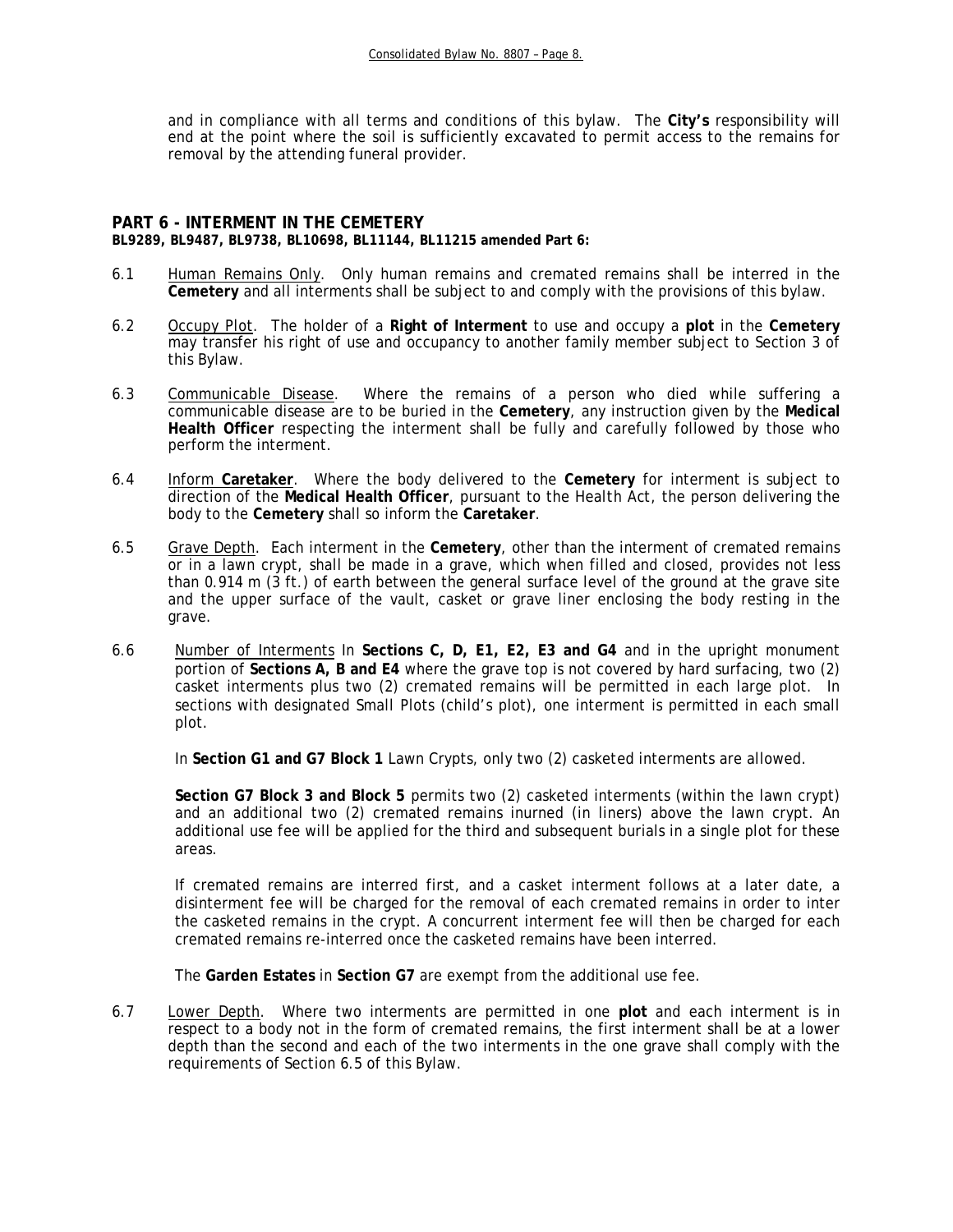and in compliance with all terms and conditions of this bylaw. The **City's** responsibility will end at the point where the soil is sufficiently excavated to permit access to the remains for removal by the attending funeral provider.

## PART 6 - INTERMENT IN THE CEMETERY

**BL9289, BL9487, BL9738, BL10698, BL11144, BL11215 amended Part 6:**

6.1 Human Remains Only. Only human remains and cremated remains shall be interred in the **Cemetery** and all interments shall be subject to and comply with the provisions of this bylaw.

6.2 Occupy Plot. The holder of a **Right of Interment** to use and occupy a **plot** in the **Cemetery** may transfer his right of use and occupancy to another family member subject to Section 3 of this Bylaw.

6.3 Communicable Disease. Where the remains of a person who died while suffering a communicable disease are to be buried in the **Cemetery**, any instruction given by the **Medical Health Officer** respecting the interment shall be fully and carefully followed by those who perform the interment.

6.4 Inform **Caretaker**. Where the body delivered to the **Cemetery** for interment is subject to direction of the **Medical Health Officer**, pursuant to the *Health Act*, the person delivering the body to the **Cemetery** shall so inform the **Caretaker**.

6.5 Grave Depth. Each interment in the **Cemetery**, other than the interment of cremated remains or in a lawn crypt, shall be made in a grave, which when filled and closed, provides not less than 0.914 m (3 ft.) of earth between the general surface level of the ground at the grave site and the upper surface of the vault, casket or grave liner enclosing the body resting in the grave.

6.6 Number of Interments In **Sections C, D, E1, E2, E3 and G4** and in the upright monument portion of **Sections A, B and E4** where the grave top is not covered by hard surfacing, two (2) casket interments plus two (2) cremated remains will be permitted in each large plot. In sections with designated Small Plots (child's plot), one interment is permitted in each small plot.

In **Section G1 and G7 Block 1** Lawn Crypts, only two (2) casketed interments are allowed.

**Section G7 Block 3 and Block 5** permits two (2) casketed interments (within the lawn crypt) and an additional two (2) cremated remains inurned (in liners) above the lawn crypt. An additional use fee will be applied for the third and subsequent burials in a single plot for these areas.

If cremated remains are interred first, and a casket interment follows at a later date, a disinterment fee will be charged for the removal of each cremated remains in order to inter the casketed remains in the crypt. A concurrent interment fee will then be charged for each cremated remains re-interred once the casketed remains have been interred.

The **Garden Estates** in **Section G7** are exempt from the additional use fee.

6.7 Lower Depth. Where two interments are permitted in one **plot** and each interment is in respect to a body not in the form of cremated remains, the first interment shall be at a lower depth than the second and each of the two interments in the one grave shall comply with the requirements of Section 6.5 of this Bylaw.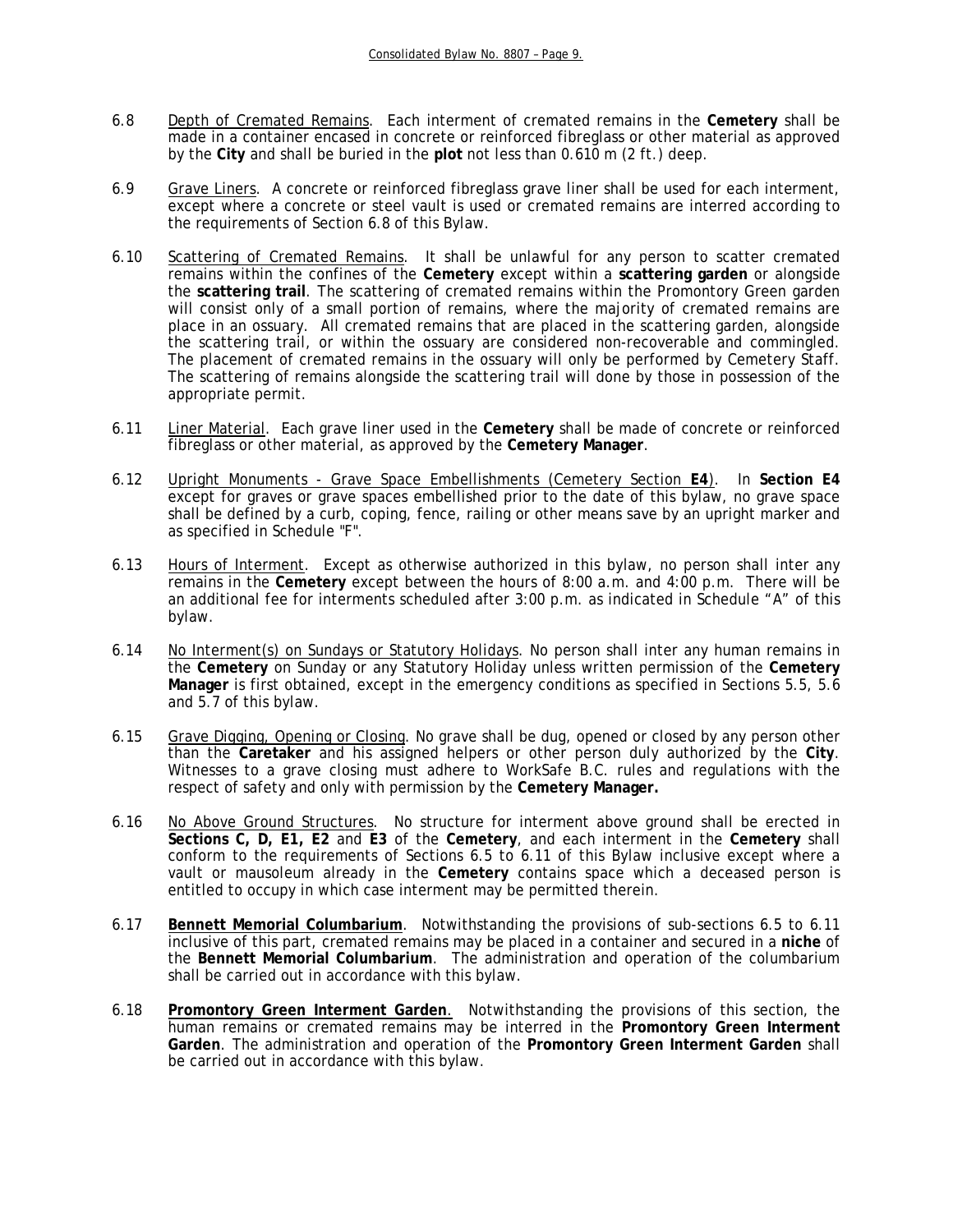6.8 Depth of Cremated Remains. Each interment of cremated remains in the **Cemetery** shall be made in a container encased in concrete or reinforced fibreglass or other material as approved by the **City** and shall be buried in the **plot** not less than 0.610 m (2 ft.) deep.

6.9 Grave Liners. A concrete or reinforced fibreglass grave liner shall be used for each interment, except where a concrete or steel vault is used or cremated remains are interred according to the requirements of Section 6.8 of this Bylaw.

6.10 Scattering of Cremated Remains. It shall be unlawful for any person to scatter cremated remains within the confines of the **Cemetery** except within a **scattering garden** or alongside the **scattering trail**. The scattering of cremated remains within the Promontory Green garden will consist only of a small portion of remains, where the majority of cremated remains are place in an ossuary. All cremated remains that are placed in the scattering garden, alongside the scattering trail, or within the ossuary are considered non-recoverable and commingled. The placement of cremated remains in the ossuary will only be performed by Cemetery Staff. The scattering of remains alongside the scattering trail will done by those in possession of the appropriate permit.

6.11 Liner Material. Each grave liner used in the **Cemetery** shall be made of concrete or reinforced fibreglass or other material, as approved by the **Cemetery Manager**.

6.12 Upright Monuments - Grave Space Embellishments (Cemetery Section **E4**). In **Section E4** except for graves or grave spaces embellished prior to the date of this bylaw, no grave space shall be defined by a curb, coping, fence, railing or other means save by an upright marker and as specified in Schedule "F".

6.13 Hours of Interment. Except as otherwise authorized in this bylaw, no person shall inter any remains in the **Cemetery** except between the hours of 8:00 a.m. and 4:00 p.m. There will be an additional fee for interments scheduled after 3:00 p.m. as indicated in Schedule "A" of this bylaw.

6.14 No Interment(s) on Sundays or Statutory Holidays. No person shall inter any human remains in the **Cemetery** on Sunday or any Statutory Holiday unless written permission of the **Cemetery Manager** is first obtained, except in the emergency conditions as specified in Sections 5.5, 5.6 and 5.7 of this bylaw.

6.15 Grave Digging, Opening or Closing. No grave shall be dug, opened or closed by any person other than the **Caretaker** and his assigned helpers or other person duly authorized by the **City**. Witnesses to a grave closing must adhere to WorkSafe B.C. rules and regulations with the respect of safety and only with permission by the **Cemetery Manager.**

6.16 No Above Ground Structures. No structure for interment above ground shall be erected in **Sections C, D, E1, E2** and **E3** of the **Cemetery**, and each interment in the **Cemetery** shall conform to the requirements of Sections 6.5 to 6.11 of this Bylaw inclusive except where a vault or mausoleum already in the **Cemetery** contains space which a deceased person is entitled to occupy in which case interment may be permitted therein.

6.17 **Bennett Memorial Columbarium**. Notwithstanding the provisions of sub-sections 6.5 to 6.11 inclusive of this part, cremated remains may be placed in a container and secured in a **niche** of the **Bennett Memorial Columbarium**. The administration and operation of the columbarium shall be carried out in accordance with this bylaw.

6.18 **Promontory Green Interment Garden**. Notwithstanding the provisions of this section, the human remains or cremated remains may be interred in the **Promontory Green Interment Garden**. The administration and operation of the **Promontory Green Interment Garden** shall be carried out in accordance with this bylaw.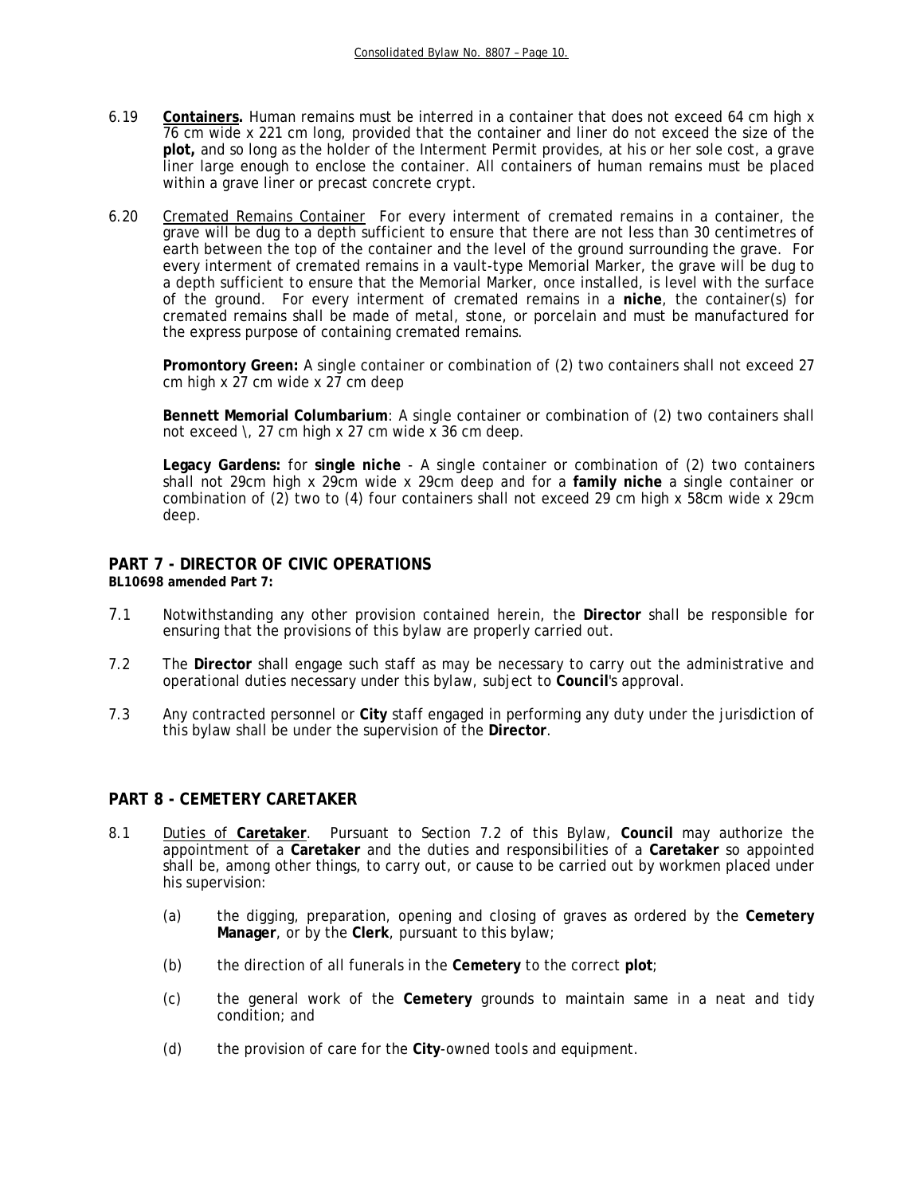6.19 **Containers.** Human remains must be interred in a container that does not exceed 64 cm high x 76 cm wide x 221 cm long, provided that the container and liner do not exceed the size of the **plot,** and so long as the holder of the Interment Permit provides, at his or her sole cost, a grave liner large enough to enclose the container. All containers of human remains must be placed within a grave liner or precast concrete crypt.

6.20 Cremated Remains Container For every interment of cremated remains in a container, the grave will be dug to a depth sufficient to ensure that there are not less than 30 centimetres of earth between the top of the container and the level of the ground surrounding the grave. For every interment of cremated remains in a vault-type Memorial Marker, the grave will be dug to a depth sufficient to ensure that the Memorial Marker, once installed, is level with the surface of the ground. For every interment of cremated remains in a **niche**, the container(s) for cremated remains shall be made of metal, stone, or porcelain and must be manufactured for the express purpose of containing cremated remains.

**Promontory Green:** A single container or combination of (2) two containers shall not exceed 27 cm high x 27 cm wide x 27 cm deep

**Bennett Memorial Columbarium**: A single container or combination of (2) two containers shall not exceed \, 27 cm high x 27 cm wide x 36 cm deep.

**Legacy Gardens:** for **single niche** - A single container or combination of (2) two containers shall not 29cm high x 29cm wide x 29cm deep and for a **family niche** a single container or combination of (2) two to (4) four containers shall not exceed 29 cm high x 58cm wide x 29cm deep.

## PART 7 - DIRECTOR OF CIVIC OPERATIONS

**BL10698 amended Part 7:**

7.1 Notwithstanding any other provision contained herein, the **Director** shall be responsible for ensuring that the provisions of this bylaw are properly carried out.

7.2 The **Director** shall engage such staff as may be necessary to carry out the administrative and operational duties necessary under this bylaw, subject to **Council**'s approval.

7.3 Any contracted personnel or **City** staff engaged in performing any duty under the jurisdiction of this bylaw shall be under the supervision of the **Director**.

## PART 8 - CEMETERY CARETAKER

8.1 Duties of **Caretaker**. Pursuant to Section 7.2 of this Bylaw, **Council** may authorize the appointment of a **Caretaker** and the duties and responsibilities of a **Caretaker** so appointed shall be, among other things, to carry out, or cause to be carried out by workmen placed under his supervision:

(a) the digging, preparation, opening and closing of graves as ordered by the **Cemetery Manager**, or by the **Clerk**, pursuant to this bylaw;

(b) the direction of all funerals in the **Cemetery** to the correct **plot**;

(c) the general work of the **Cemetery** grounds to maintain same in a neat and tidy condition; and

(d) the provision of care for the **City**-owned tools and equipment.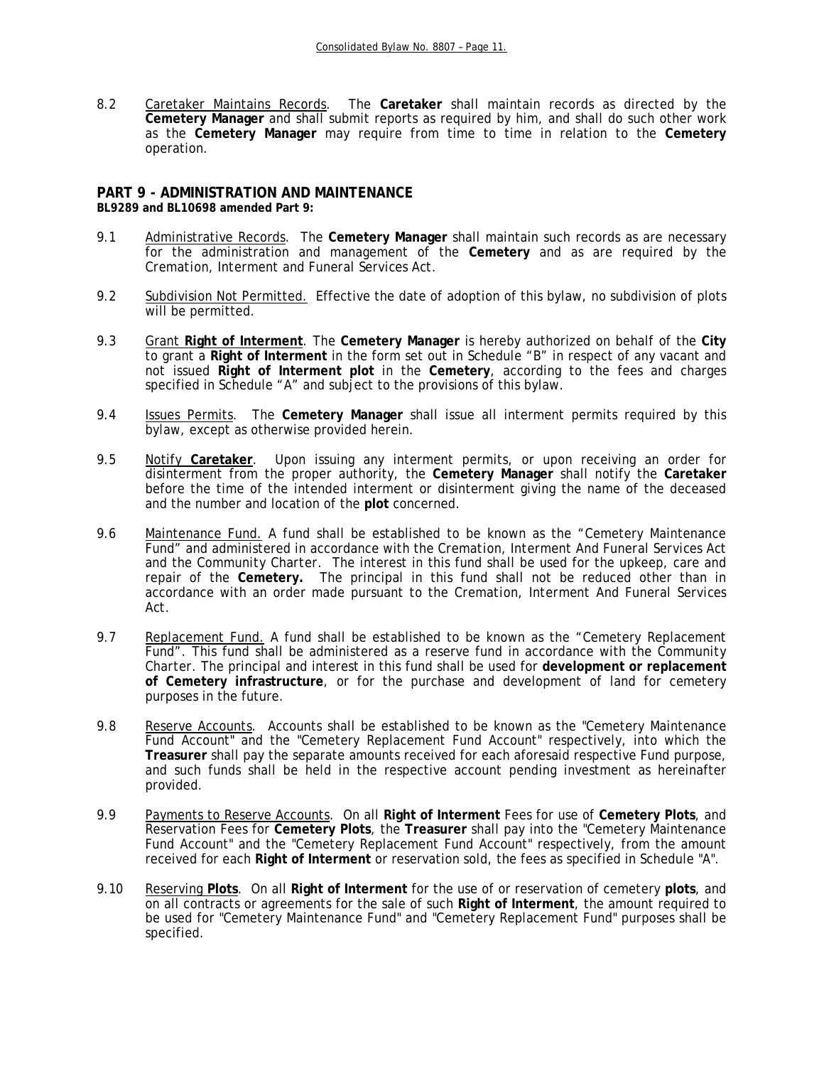8.2 Caretaker Maintains Records. The **Caretaker** shall maintain records as directed by the **Cemetery Manager** and shall submit reports as required by him, and shall do such other work as the **Cemetery Manager** may require from time to time in relation to the **Cemetery** operation.

## PART 9 - ADMINISTRATION AND MAINTENANCE

**BL9289 and BL10698 amended Part 9:**

9.1 Administrative Records. The **Cemetery Manager** shall maintain such records as are necessary for the administration and management of the **Cemetery** and as are required by the Cremation, Interment and Funeral Services Act.

9.2 Subdivision Not Permitted. Effective the date of adoption of this bylaw, no subdivision of plots will be permitted.

9.3 Grant **Right of Interment**. The **Cemetery Manager** is hereby authorized on behalf of the **City** to grant a **Right of Interment** in the form set out in Schedule "B" in respect of any vacant and not issued **Right of Interment plot** in the **Cemetery**, according to the fees and charges specified in Schedule "A" and subject to the provisions of this bylaw.

9.4 Issues Permits. The **Cemetery Manager** shall issue all interment permits required by this bylaw, except as otherwise provided herein.

9.5 Notify **Caretaker**. Upon issuing any interment permits, or upon receiving an order for disinterment from the proper authority, the **Cemetery Manager** shall notify the **Caretaker** before the time of the intended interment or disinterment giving the name of the deceased and the number and location of the **plot** concerned.

9.6 Maintenance Fund. A fund shall be established to be known as the "Cemetery Maintenance Fund" and administered in accordance with the Cremation, Interment And Funeral Services Act and the Community Charter. The interest in this fund shall be used for the upkeep, care and repair of the **Cemetery.** The principal in this fund shall not be reduced other than in accordance with an order made pursuant to the Cremation, Interment And Funeral Services Act.

9.7 Replacement Fund. A fund shall be established to be known as the "Cemetery Replacement Fund". This fund shall be administered as a reserve fund in accordance with the Community Charter. The principal and interest in this fund shall be used for **development or replacement of Cemetery infrastructure**, or for the purchase and development of land for cemetery purposes in the future.

9.8 Reserve Accounts. Accounts shall be established to be known as the "Cemetery Maintenance Fund Account" and the "Cemetery Replacement Fund Account" respectively, into which the **Treasurer** shall pay the separate amounts received for each aforesaid respective Fund purpose, and such funds shall be held in the respective account pending investment as hereinafter provided.

9.9 Payments to Reserve Accounts. On all **Right of Interment** Fees for use of **Cemetery Plots**, and Reservation Fees for **Cemetery Plots**, the **Treasurer** shall pay into the "Cemetery Maintenance Fund Account" and the "Cemetery Replacement Fund Account" respectively, from the amount received for each **Right of Interment** or reservation sold, the fees as specified in Schedule "A".

9.10 Reserving **Plots**. On all **Right of Interment** for the use of or reservation of cemetery **plots**, and on all contracts or agreements for the sale of such **Right of Interment**, the amount required to be used for "Cemetery Maintenance Fund" and "Cemetery Replacement Fund" purposes shall be specified.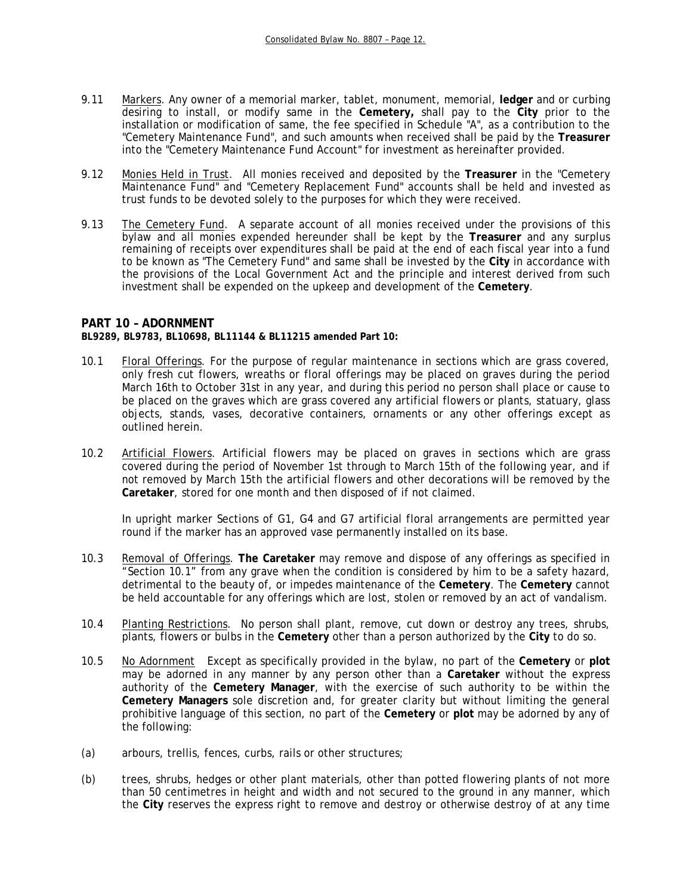9.11 Markers. Any owner of a memorial marker, tablet, monument, memorial, **ledger** and or curbing desiring to install, or modify same in the **Cemetery,** shall pay to the **City** prior to the installation or modification of same, the fee specified in Schedule "A", as a contribution to the "Cemetery Maintenance Fund", and such amounts when received shall be paid by the **Treasurer** into the "Cemetery Maintenance Fund Account" for investment as hereinafter provided.

9.12 Monies Held in Trust. All monies received and deposited by the **Treasurer** in the "Cemetery Maintenance Fund" and "Cemetery Replacement Fund" accounts shall be held and invested as trust funds to be devoted solely to the purposes for which they were received.

9.13 The Cemetery Fund. A separate account of all monies received under the provisions of this bylaw and all monies expended hereunder shall be kept by the **Treasurer** and any surplus remaining of receipts over expenditures shall be paid at the end of each fiscal year into a fund to be known as "The Cemetery Fund" and same shall be invested by the **City** in accordance with the provisions of the Local Government Act and the principle and interest derived from such investment shall be expended on the upkeep and development of the **Cemetery**.

## PART 10 – ADORNMENT

**BL9289, BL9783, BL10698, BL11144 & BL11215 amended Part 10:**

10.1 Floral Offerings. For the purpose of regular maintenance in sections which are grass covered, only fresh cut flowers, wreaths or floral offerings may be placed on graves during the period March 16th to October 31st in any year, and during this period no person shall place or cause to be placed on the graves which are grass covered any artificial flowers or plants, statuary, glass objects, stands, vases, decorative containers, ornaments or any other offerings except as outlined herein.

10.2 Artificial Flowers. Artificial flowers may be placed on graves in sections which are grass covered during the period of November 1st through to March 15th of the following year, and if not removed by March 15th the artificial flowers and other decorations will be removed by the **Caretaker**, stored for one month and then disposed of if not claimed.

In upright marker Sections of G1, G4 and G7 artificial floral arrangements are permitted year round if the marker has an approved vase permanently installed on its base.

10.3 Removal of Offerings. **The Caretaker** may remove and dispose of any offerings as specified in "Section 10.1" from any grave when the condition is considered by him to be a safety hazard, detrimental to the beauty of, or impedes maintenance of the **Cemetery**. The **Cemetery** cannot be held accountable for any offerings which are lost, stolen or removed by an act of vandalism.

10.4 Planting Restrictions. No person shall plant, remove, cut down or destroy any trees, shrubs, plants, flowers or bulbs in the **Cemetery** other than a person authorized by the **City** to do so.

10.5 No Adornment Except as specifically provided in the bylaw, no part of the **Cemetery** or **plot** may be adorned in any manner by any person other than a **Caretaker** without the express authority of the **Cemetery Manager**, with the exercise of such authority to be within the **Cemetery Managers** sole discretion and, for greater clarity but without limiting the general prohibitive language of this section, no part of the **Cemetery** or **plot** may be adorned by any of the following:

(a) arbours, trellis, fences, curbs, rails or other structures;

(b) trees, shrubs, hedges or other plant materials, other than potted flowering plants of not more than 50 centimetres in height and width and not secured to the ground in any manner, which the **City** reserves the express right to remove and destroy or otherwise destroy of at any time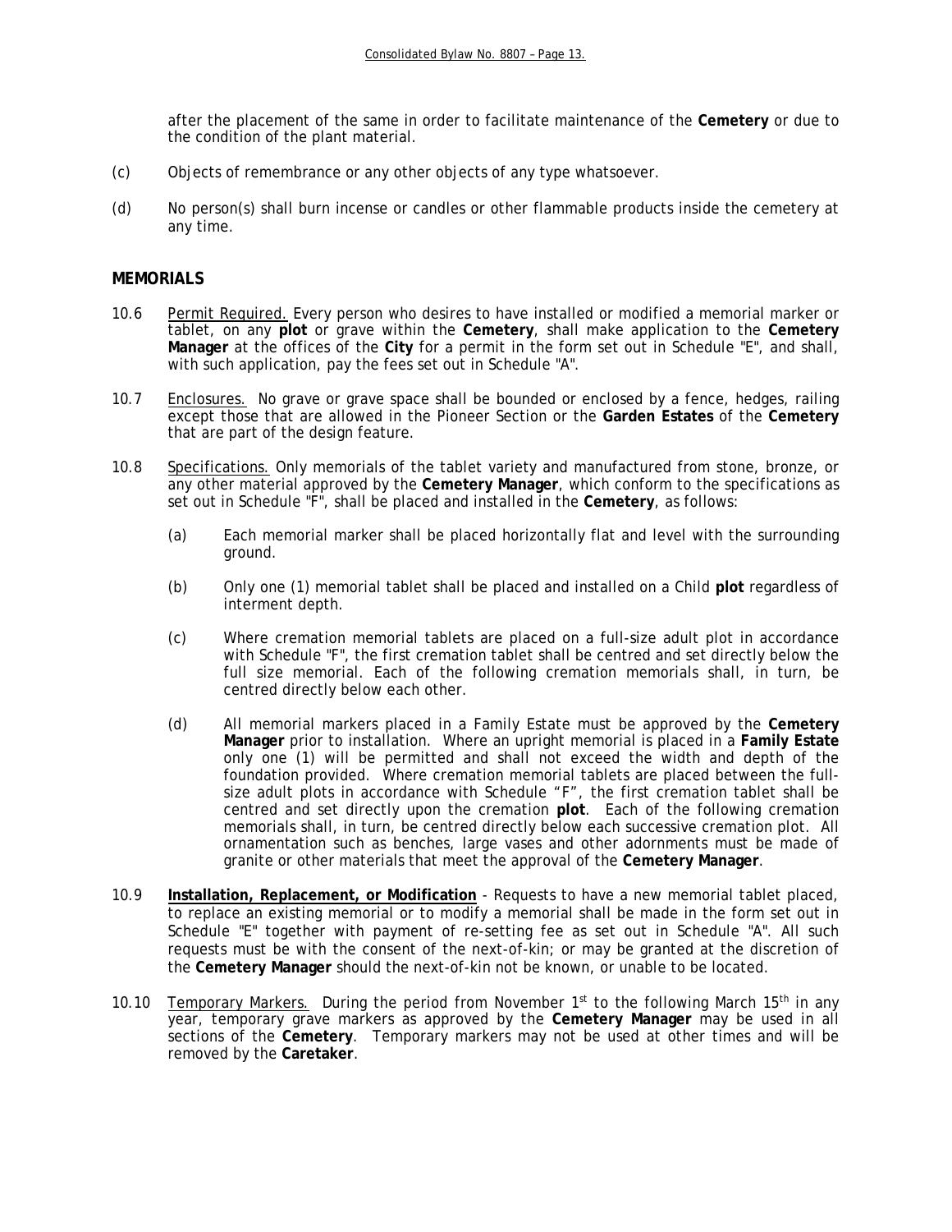after the placement of the same in order to facilitate maintenance of the **Cemetery** or due to the condition of the plant material.

(c) Objects of remembrance or any other objects of any type whatsoever.

(d) No person(s) shall burn incense or candles or other flammable products inside the cemetery at any time.

## MEMORIALS

10.6 Permit Required. Every person who desires to have installed or modified a memorial marker or tablet, on any **plot** or grave within the **Cemetery**, shall make application to the **Cemetery Manager** at the offices of the **City** for a permit in the form set out in Schedule "E", and shall, with such application, pay the fees set out in Schedule "A".

10.7 Enclosures. No grave or grave space shall be bounded or enclosed by a fence, hedges, railing except those that are allowed in the Pioneer Section or the **Garden Estates** of the **Cemetery** that are part of the design feature.

10.8 Specifications. Only memorials of the tablet variety and manufactured from stone, bronze, or any other material approved by the **Cemetery Manager**, which conform to the specifications as set out in Schedule "F", shall be placed and installed in the **Cemetery**, as follows:

(a) Each memorial marker shall be placed horizontally flat and level with the surrounding ground.

(b) Only one (1) memorial tablet shall be placed and installed on a Child **plot** regardless of interment depth.

(c) Where cremation memorial tablets are placed on a full-size adult plot in accordance with Schedule "F", the first cremation tablet shall be centred and set directly below the full size memorial. Each of the following cremation memorials shall, in turn, be centred directly below each other.

(d) All memorial markers placed in a Family Estate must be approved by the **Cemetery Manager** prior to installation. Where an upright memorial is placed in a **Family Estate** only one (1) will be permitted and shall not exceed the width and depth of the foundation provided. Where cremation memorial tablets are placed between the full-size adult plots in accordance with Schedule "F", the first cremation tablet shall be centred and set directly upon the cremation **plot**. Each of the following cremation memorials shall, in turn, be centred directly below each successive cremation plot. All ornamentation such as benches, large vases and other adornments must be made of granite or other materials that meet the approval of the **Cemetery Manager**.

10.9 **Installation, Replacement, or Modification** - Requests to have a new memorial tablet placed, to replace an existing memorial or to modify a memorial shall be made in the form set out in Schedule "E" together with payment of re-setting fee as set out in Schedule "A". All such requests must be with the consent of the next-of-kin; or may be granted at the discretion of the **Cemetery Manager** should the next-of-kin not be known, or unable to be located.

10.10 Temporary Markers. During the period from November 1st to the following March 15th in any year, temporary grave markers as approved by the **Cemetery Manager** may be used in all sections of the **Cemetery**. Temporary markers may not be used at other times and will be removed by the **Caretaker**.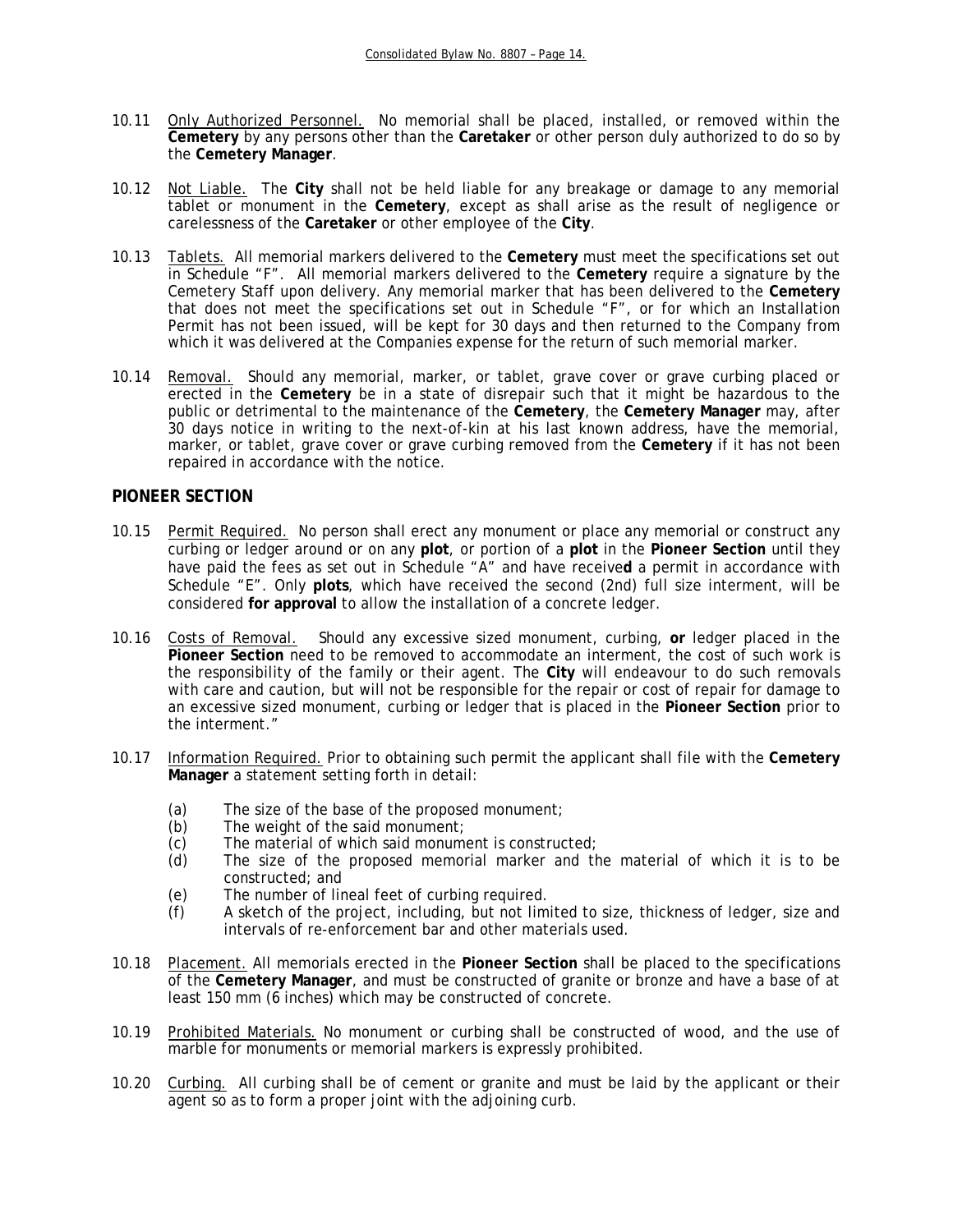10.11 Only Authorized Personnel. No memorial shall be placed, installed, or removed within the **Cemetery** by any persons other than the **Caretaker** or other person duly authorized to do so by the **Cemetery Manager**.

10.12 Not Liable. The **City** shall not be held liable for any breakage or damage to any memorial tablet or monument in the **Cemetery**, except as shall arise as the result of negligence or carelessness of the **Caretaker** or other employee of the **City**.

10.13 Tablets. All memorial markers delivered to the **Cemetery** must meet the specifications set out in Schedule "F". All memorial markers delivered to the **Cemetery** require a signature by the Cemetery Staff upon delivery. Any memorial marker that has been delivered to the **Cemetery** that does not meet the specifications set out in Schedule "F", or for which an Installation Permit has not been issued, will be kept for 30 days and then returned to the Company from which it was delivered at the Companies expense for the return of such memorial marker.

10.14 Removal. Should any memorial, marker, or tablet, grave cover or grave curbing placed or erected in the **Cemetery** be in a state of disrepair such that it might be hazardous to the public or detrimental to the maintenance of the **Cemetery**, the **Cemetery Manager** may, after 30 days notice in writing to the next-of-kin at his last known address, have the memorial, marker, or tablet, grave cover or grave curbing removed from the **Cemetery** if it has not been repaired in accordance with the notice.

## PIONEER SECTION

10.15 Permit Required. No person shall erect any monument or place any memorial or construct any curbing or ledger around or on any **plot**, or portion of a **plot** in the **Pioneer Section** until they have paid the fees as set out in Schedule "A" and have receive**d** a permit in accordance with Schedule "E". Only **plots**, which have received the second (2nd) full size interment, will be considered **for approval** to allow the installation of a concrete ledger.

10.16 Costs of Removal. Should any excessive sized monument, curbing, **or** ledger placed in the **Pioneer Section** need to be removed to accommodate an interment, the cost of such work is the responsibility of the family or their agent. The **City** will endeavour to do such removals with care and caution, but will not be responsible for the repair or cost of repair for damage to an excessive sized monument, curbing or ledger that is placed in the **Pioneer Section** prior to the interment."

10.17 Information Required. Prior to obtaining such permit the applicant shall file with the **Cemetery Manager** a statement setting forth in detail:

- (a) The size of the base of the proposed monument;
- (b) The weight of the said monument;
- (c) The material of which said monument is constructed;
- (d) The size of the proposed memorial marker and the material of which it is to be constructed; and
- (e) The number of lineal feet of curbing required.
- (f) A sketch of the project, including, but not limited to size, thickness of ledger, size and intervals of re-enforcement bar and other materials used.

10.18 Placement. All memorials erected in the **Pioneer Section** shall be placed to the specifications of the **Cemetery Manager**, and must be constructed of granite or bronze and have a base of at least 150 mm (6 inches) which may be constructed of concrete.

10.19 Prohibited Materials. No monument or curbing shall be constructed of wood, and the use of marble for monuments or memorial markers is expressly prohibited.

10.20 Curbing. All curbing shall be of cement or granite and must be laid by the applicant or their agent so as to form a proper joint with the adjoining curb.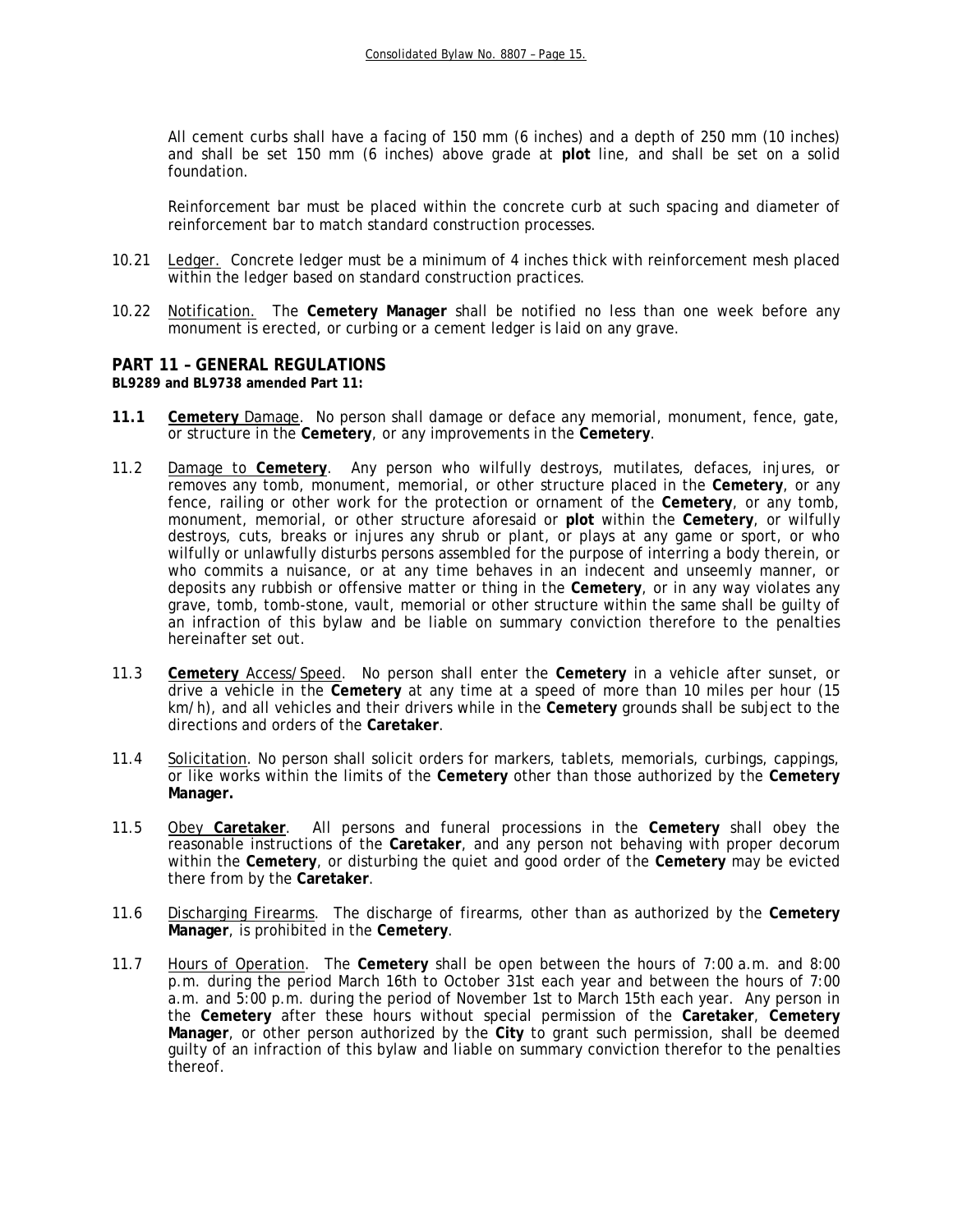All cement curbs shall have a facing of 150 mm (6 inches) and a depth of 250 mm (10 inches) and shall be set 150 mm (6 inches) above grade at **plot** line, and shall be set on a solid foundation.

Reinforcement bar must be placed within the concrete curb at such spacing and diameter of reinforcement bar to match standard construction processes.

10.21 Ledger. Concrete ledger must be a minimum of 4 inches thick with reinforcement mesh placed within the ledger based on standard construction practices.

10.22 Notification. The **Cemetery Manager** shall be notified no less than one week before any monument is erected, or curbing or a cement ledger is laid on any grave.

## PART 11 – GENERAL REGULATIONS

**BL9289 and BL9738 amended Part 11:**

**11.1** **Cemetery** Damage. No person shall damage or deface any memorial, monument, fence, gate, or structure in the **Cemetery**, or any improvements in the **Cemetery**.

11.2 Damage to **Cemetery**. Any person who wilfully destroys, mutilates, defaces, injures, or removes any tomb, monument, memorial, or other structure placed in the **Cemetery**, or any fence, railing or other work for the protection or ornament of the **Cemetery**, or any tomb, monument, memorial, or other structure aforesaid or **plot** within the **Cemetery**, or wilfully destroys, cuts, breaks or injures any shrub or plant, or plays at any game or sport, or who wilfully or unlawfully disturbs persons assembled for the purpose of interring a body therein, or who commits a nuisance, or at any time behaves in an indecent and unseemly manner, or deposits any rubbish or offensive matter or thing in the **Cemetery**, or in any way violates any grave, tomb, tomb-stone, vault, memorial or other structure within the same shall be guilty of an infraction of this bylaw and be liable on summary conviction therefore to the penalties hereinafter set out.

11.3 **Cemetery** Access/Speed. No person shall enter the **Cemetery** in a vehicle after sunset, or drive a vehicle in the **Cemetery** at any time at a speed of more than 10 miles per hour (15 km/h), and all vehicles and their drivers while in the **Cemetery** grounds shall be subject to the directions and orders of the **Caretaker**.

11.4 Solicitation. No person shall solicit orders for markers, tablets, memorials, curbings, cappings, or like works within the limits of the **Cemetery** other than those authorized by the **Cemetery Manager.**

11.5 Obey **Caretaker**. All persons and funeral processions in the **Cemetery** shall obey the reasonable instructions of the **Caretaker**, and any person not behaving with proper decorum within the **Cemetery**, or disturbing the quiet and good order of the **Cemetery** may be evicted there from by the **Caretaker**.

11.6 Discharging Firearms. The discharge of firearms, other than as authorized by the **Cemetery Manager**, is prohibited in the **Cemetery**.

11.7 Hours of Operation. The **Cemetery** shall be open between the hours of 7:00 a.m. and 8:00 p.m. during the period March 16th to October 31st each year and between the hours of 7:00 a.m. and 5:00 p.m. during the period of November 1st to March 15th each year. Any person in the **Cemetery** after these hours without special permission of the **Caretaker**, **Cemetery Manager**, or other person authorized by the **City** to grant such permission, shall be deemed guilty of an infraction of this bylaw and liable on summary conviction therefor to the penalties thereof.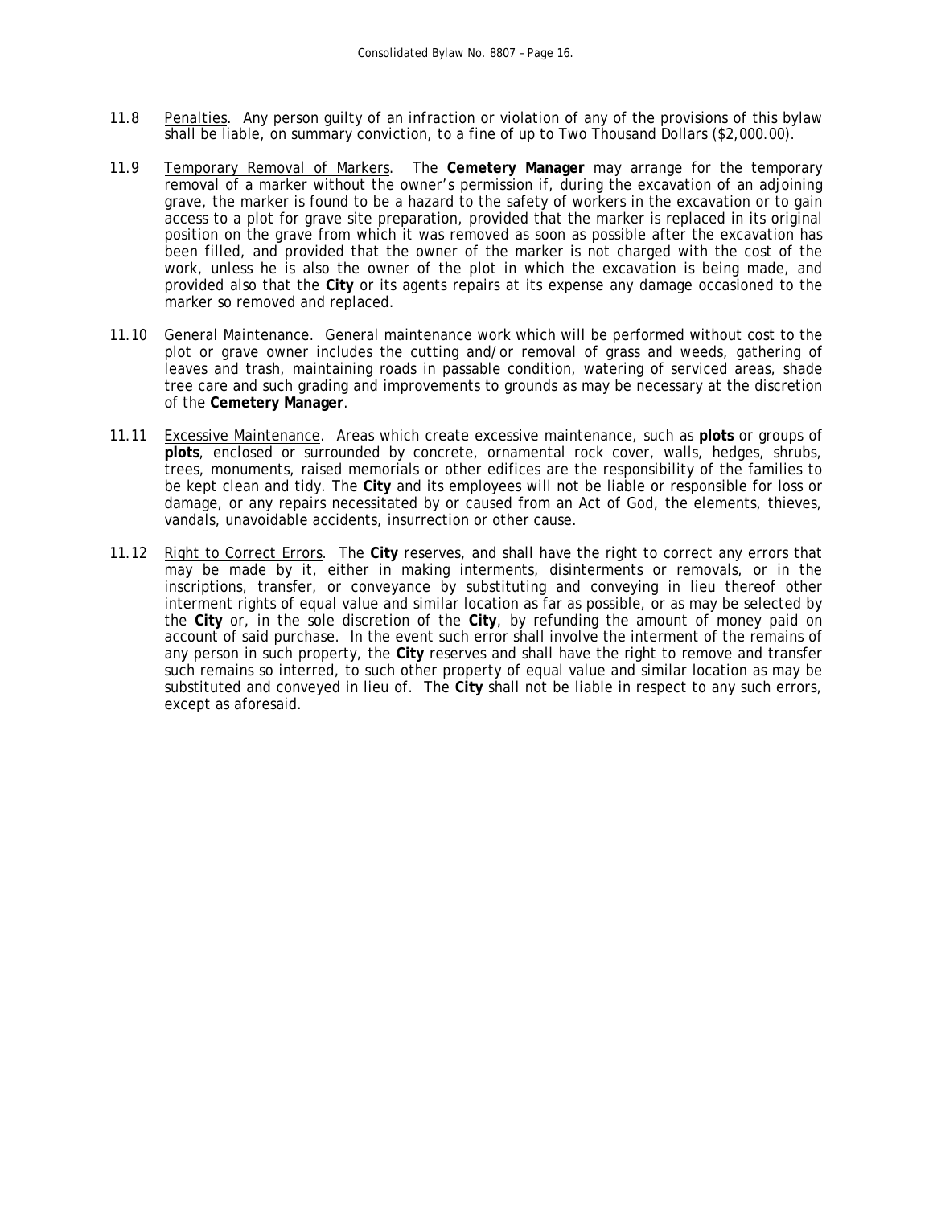11.8 Penalties. Any person guilty of an infraction or violation of any of the provisions of this bylaw shall be liable, on summary conviction, to a fine of up to Two Thousand Dollars ($2,000.00).

11.9 Temporary Removal of Markers. The **Cemetery Manager** may arrange for the temporary removal of a marker without the owner's permission if, during the excavation of an adjoining grave, the marker is found to be a hazard to the safety of workers in the excavation or to gain access to a plot for grave site preparation, provided that the marker is replaced in its original position on the grave from which it was removed as soon as possible after the excavation has been filled, and provided that the owner of the marker is not charged with the cost of the work, unless he is also the owner of the plot in which the excavation is being made, and provided also that the **City** or its agents repairs at its expense any damage occasioned to the marker so removed and replaced.

11.10 General Maintenance. General maintenance work which will be performed without cost to the plot or grave owner includes the cutting and/or removal of grass and weeds, gathering of leaves and trash, maintaining roads in passable condition, watering of serviced areas, shade tree care and such grading and improvements to grounds as may be necessary at the discretion of the **Cemetery Manager**.

11.11 Excessive Maintenance. Areas which create excessive maintenance, such as **plots** or groups of **plots**, enclosed or surrounded by concrete, ornamental rock cover, walls, hedges, shrubs, trees, monuments, raised memorials or other edifices are the responsibility of the families to be kept clean and tidy. The **City** and its employees will not be liable or responsible for loss or damage, or any repairs necessitated by or caused from an Act of God, the elements, thieves, vandals, unavoidable accidents, insurrection or other cause.

11.12 Right to Correct Errors. The **City** reserves, and shall have the right to correct any errors that may be made by it, either in making interments, disinterments or removals, or in the inscriptions, transfer, or conveyance by substituting and conveying in lieu thereof other interment rights of equal value and similar location as far as possible, or as may be selected by the **City** or, in the sole discretion of the **City**, by refunding the amount of money paid on account of said purchase. In the event such error shall involve the interment of the remains of any person in such property, the **City** reserves and shall have the right to remove and transfer such remains so interred, to such other property of equal value and similar location as may be substituted and conveyed in lieu of. The **City** shall not be liable in respect to any such errors, except as aforesaid.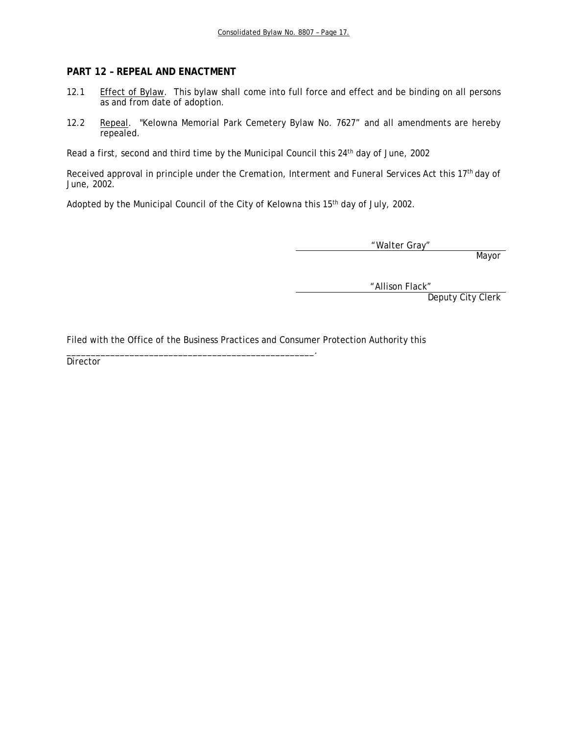## PART 12 – REPEAL AND ENACTMENT

12.1 Effect of Bylaw. This bylaw shall come into full force and effect and be binding on all persons as and from date of adoption.

12.2 Repeal. "Kelowna Memorial Park Cemetery Bylaw No. 7627" and all amendments are hereby repealed.

Read a first, second and third time by the Municipal Council this 24th day of June, 2002

Received approval in principle under the *Cremation, Interment and Funeral Services Act* this 17th day of June, 2002.

Adopted by the Municipal Council of the City of Kelowna this 15th day of July, 2002.

"Walter Gray"
Mayor

"Allison Flack"
Deputy City Clerk

Filed with the Office of the Business Practices and Consumer Protection Authority this ___________________________________________________.

Director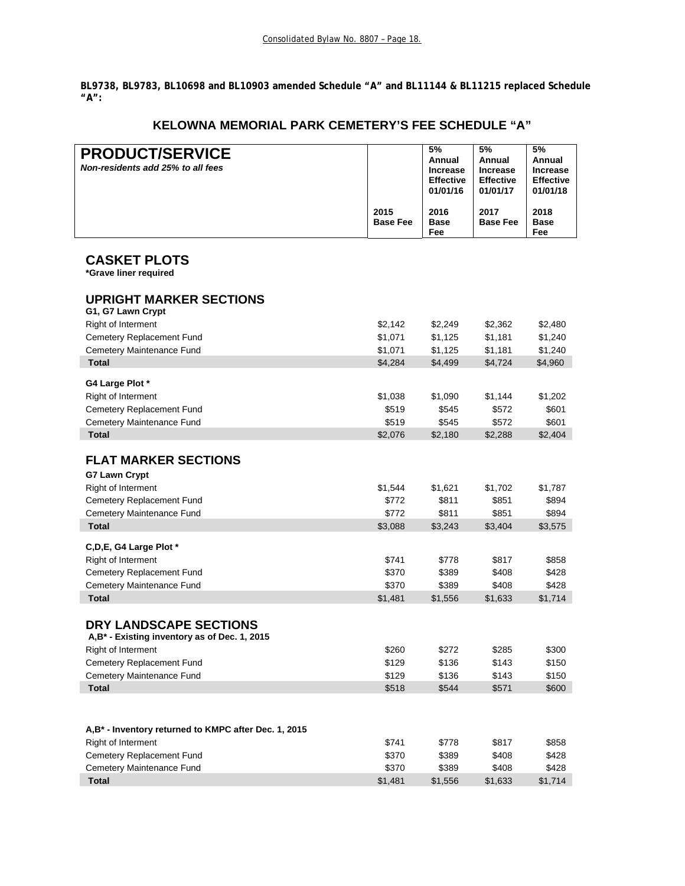**BL9738, BL9783, BL10698 and BL10903 amended Schedule "A" and BL11144 & BL11215 replaced Schedule "A":**

## KELOWNA MEMORIAL PARK CEMETERY'S FEE SCHEDULE "A"

| **PRODUCT/SERVICE** *Non-residents add 25% to all fees* | 2015 Base Fee | 5% Annual Increase Effective 01/01/16 2016 Base Fee | 5% Annual Increase Effective 01/01/17 2017 Base Fee | 5% Annual Increase Effective 01/01/18 2018 Base Fee |
|---|---|---|---|---|
| **CASKET PLOTS** *Grave liner required* | | | | |
| **UPRIGHT MARKER SECTIONS** | | | | |
| **G1, G7 Lawn Crypt** | | | | |
| Right of Interment | $2,142 | $2,249 | $2,362 | $2,480 |
| Cemetery Replacement Fund | $1,071 | $1,125 | $1,181 | $1,240 |
| Cemetery Maintenance Fund | $1,071 | $1,125 | $1,181 | $1,240 |
| **Total** | $4,284 | $4,499 | $4,724 | $4,960 |
| **G4 Large Plot *** | | | | |
| Right of Interment | $1,038 | $1,090 | $1,144 | $1,202 |
| Cemetery Replacement Fund | $519 | $545 | $572 | $601 |
| Cemetery Maintenance Fund | $519 | $545 | $572 | $601 |
| **Total** | $2,076 | $2,180 | $2,288 | $2,404 |
| **FLAT MARKER SECTIONS** | | | | |
| **G7 Lawn Crypt** | | | | |
| Right of Interment | $1,544 | $1,621 | $1,702 | $1,787 |
| Cemetery Replacement Fund | $772 | $811 | $851 | $894 |
| Cemetery Maintenance Fund | $772 | $811 | $851 | $894 |
| **Total** | $3,088 | $3,243 | $3,404 | $3,575 |
| **C,D,E, G4 Large Plot *** | | | | |
| Right of Interment | $741 | $778 | $817 | $858 |
| Cemetery Replacement Fund | $370 | $389 | $408 | $428 |
| Cemetery Maintenance Fund | $370 | $389 | $408 | $428 |
| **Total** | $1,481 | $1,556 | $1,633 | $1,714 |
| **DRY LANDSCAPE SECTIONS** | | | | |
| **A,B* - Existing inventory as of Dec. 1, 2015** | | | | |
| Right of Interment | $260 | $272 | $285 | $300 |
| Cemetery Replacement Fund | $129 | $136 | $143 | $150 |
| Cemetery Maintenance Fund | $129 | $136 | $143 | $150 |
| **Total** | $518 | $544 | $571 | $600 |
| **A,B* - Inventory returned to KMPC after Dec. 1, 2015** | | | | |
| Right of Interment | $741 | $778 | $817 | $858 |
| Cemetery Replacement Fund | $370 | $389 | $408 | $428 |
| Cemetery Maintenance Fund | $370 | $389 | $408 | $428 |
| **Total** | $1,481 | $1,556 | $1,633 | $1,714 |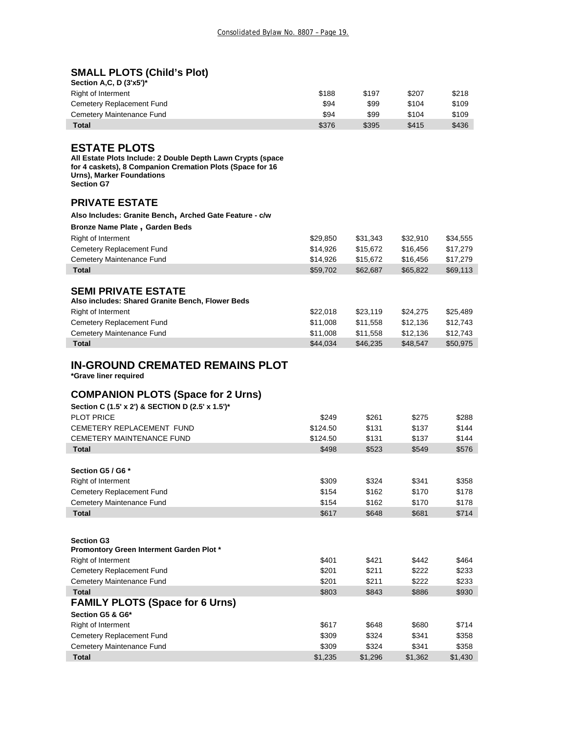## SMALL PLOTS (Child's Plot)

**Section A,C, D (3'x5')***

| | | | | |
|---|---|---|---|---|
| Right of Interment | $188 | $197 | $207 | $218 |
| Cemetery Replacement Fund | $94 | $99 | $104 | $109 |
| Cemetery Maintenance Fund | $94 | $99 | $104 | $109 |
| **Total** | $376 | $395 | $415 | $436 |

## ESTATE PLOTS

**All Estate Plots Include: 2 Double Depth Lawn Crypts (space for 4 caskets), 8 Companion Cremation Plots (Space for 16 Urns), Marker Foundations**
**Section G7**

### PRIVATE ESTATE

**Also Includes: Granite Bench, Arched Gate Feature - c/w**
**Bronze Name Plate , Garden Beds**

| | | | | |
|---|---|---|---|---|
| Right of Interment | $29,850 | $31,343 | $32,910 | $34,555 |
| Cemetery Replacement Fund | $14,926 | $15,672 | $16,456 | $17,279 |
| Cemetery Maintenance Fund | $14,926 | $15,672 | $16,456 | $17,279 |
| **Total** | $59,702 | $62,687 | $65,822 | $69,113 |

### SEMI PRIVATE ESTATE

**Also includes: Shared Granite Bench, Flower Beds**

| | | | | |
|---|---|---|---|---|
| Right of Interment | $22,018 | $23,119 | $24,275 | $25,489 |
| Cemetery Replacement Fund | $11,008 | $11,558 | $12,136 | $12,743 |
| Cemetery Maintenance Fund | $11,008 | $11,558 | $12,136 | $12,743 |
| **Total** | $44,034 | $46,235 | $48,547 | $50,975 |

## IN-GROUND CREMATED REMAINS PLOT

**\*Grave liner required**

### COMPANION PLOTS (Space for 2 Urns)

**Section C (1.5' x 2') & SECTION D (2.5' x 1.5')***

| | | | | |
|---|---|---|---|---|
| PLOT PRICE | $249 | $261 | $275 | $288 |
| CEMETERY REPLACEMENT FUND | $124.50 | $131 | $137 | $144 |
| CEMETERY MAINTENANCE FUND | $124.50 | $131 | $137 | $144 |
| **Total** | $498 | $523 | $549 | $576 |

**Section G5 / G6 ***

| | | | | |
|---|---|---|---|---|
| Right of Interment | $309 | $324 | $341 | $358 |
| Cemetery Replacement Fund | $154 | $162 | $170 | $178 |
| Cemetery Maintenance Fund | $154 | $162 | $170 | $178 |
| **Total** | $617 | $648 | $681 | $714 |

**Section G3**
**Promontory Green Interment Garden Plot ***

| | | | | |
|---|---|---|---|---|
| Right of Interment | $401 | $421 | $442 | $464 |
| Cemetery Replacement Fund | $201 | $211 | $222 | $233 |
| Cemetery Maintenance Fund | $201 | $211 | $222 | $233 |
| **Total** | $803 | $843 | $886 | $930 |

### FAMILY PLOTS (Space for 6 Urns)

**Section G5 & G6***

| | | | | |
|---|---|---|---|---|
| Right of Interment | $617 | $648 | $680 | $714 |
| Cemetery Replacement Fund | $309 | $324 | $341 | $358 |
| Cemetery Maintenance Fund | $309 | $324 | $341 | $358 |
| **Total** | $1,235 | $1,296 | $1,362 | $1,430 |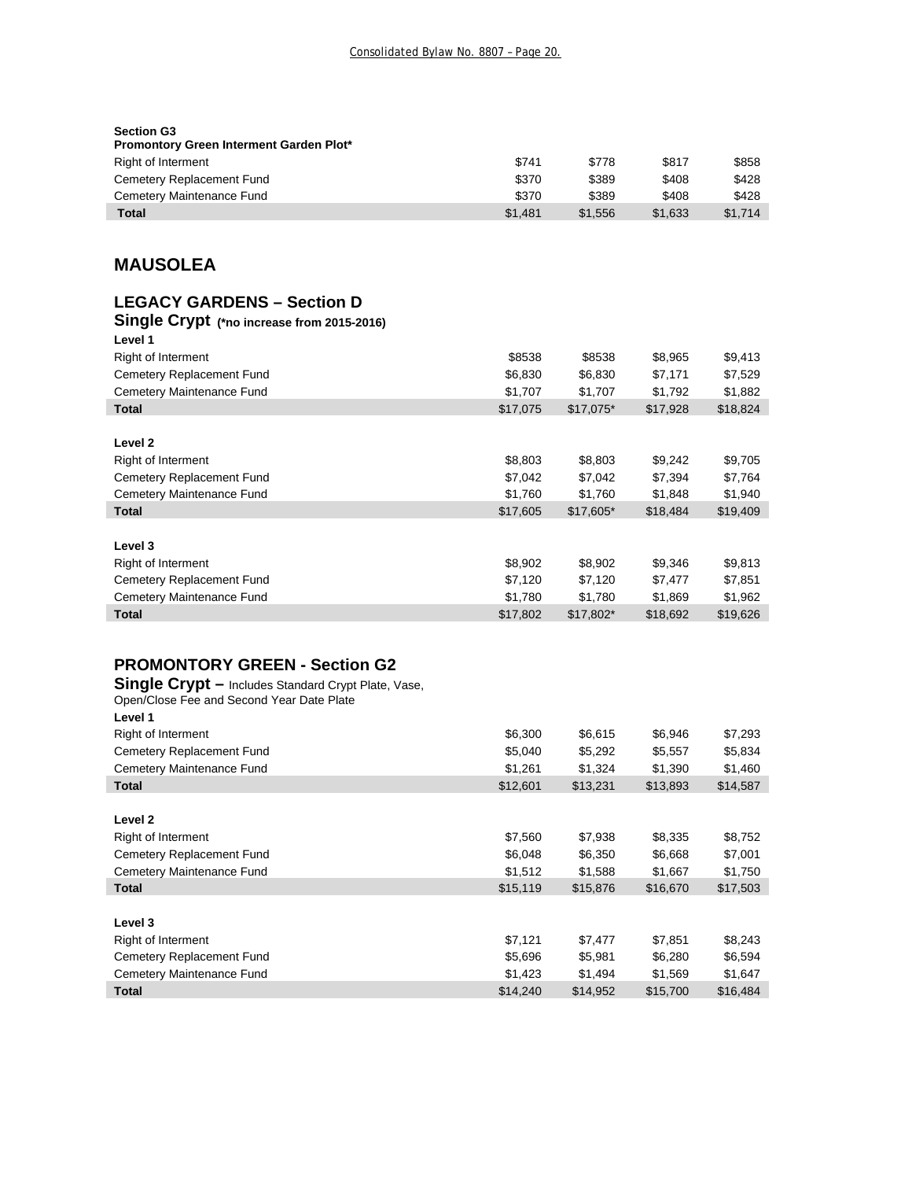**Section G3**
**Promontory Green Interment Garden Plot***

| | | | | |
|---|---|---|---|---|
| Right of Interment | $741 | $778 | $817 | $858 |
| Cemetery Replacement Fund | $370 | $389 | $408 | $428 |
| Cemetery Maintenance Fund | $370 | $389 | $408 | $428 |
| **Total** | $1,481 | $1,556 | $1,633 | $1,714 |

## MAUSOLEA

### LEGACY GARDENS – Section D

**Single Crypt** **(*no increase from 2015-2016)**

**Level 1**

| | | | | |
|---|---|---|---|---|
| Right of Interment | $8538 | $8538 | $8,965 | $9,413 |
| Cemetery Replacement Fund | $6,830 | $6,830 | $7,171 | $7,529 |
| Cemetery Maintenance Fund | $1,707 | $1,707 | $1,792 | $1,882 |
| **Total** | $17,075 | $17,075* | $17,928 | $18,824 |

**Level 2**

| | | | | |
|---|---|---|---|---|
| Right of Interment | $8,803 | $8,803 | $9,242 | $9,705 |
| Cemetery Replacement Fund | $7,042 | $7,042 | $7,394 | $7,764 |
| Cemetery Maintenance Fund | $1,760 | $1,760 | $1,848 | $1,940 |
| **Total** | $17,605 | $17,605* | $18,484 | $19,409 |

**Level 3**

| | | | | |
|---|---|---|---|---|
| Right of Interment | $8,902 | $8,902 | $9,346 | $9,813 |
| Cemetery Replacement Fund | $7,120 | $7,120 | $7,477 | $7,851 |
| Cemetery Maintenance Fund | $1,780 | $1,780 | $1,869 | $1,962 |
| **Total** | $17,802 | $17,802* | $18,692 | $19,626 |

### PROMONTORY GREEN - Section G2

**Single Crypt –** Includes Standard Crypt Plate, Vase, Open/Close Fee and Second Year Date Plate

**Level 1**

| | | | | |
|---|---|---|---|---|
| Right of Interment | $6,300 | $6,615 | $6,946 | $7,293 |
| Cemetery Replacement Fund | $5,040 | $5,292 | $5,557 | $5,834 |
| Cemetery Maintenance Fund | $1,261 | $1,324 | $1,390 | $1,460 |
| **Total** | $12,601 | $13,231 | $13,893 | $14,587 |

**Level 2**

| | | | | |
|---|---|---|---|---|
| Right of Interment | $7,560 | $7,938 | $8,335 | $8,752 |
| Cemetery Replacement Fund | $6,048 | $6,350 | $6,668 | $7,001 |
| Cemetery Maintenance Fund | $1,512 | $1,588 | $1,667 | $1,750 |
| **Total** | $15,119 | $15,876 | $16,670 | $17,503 |

**Level 3**

| | | | | |
|---|---|---|---|---|
| Right of Interment | $7,121 | $7,477 | $7,851 | $8,243 |
| Cemetery Replacement Fund | $5,696 | $5,981 | $6,280 | $6,594 |
| Cemetery Maintenance Fund | $1,423 | $1,494 | $1,569 | $1,647 |
| **Total** | $14,240 | $14,952 | $15,700 | $16,484 |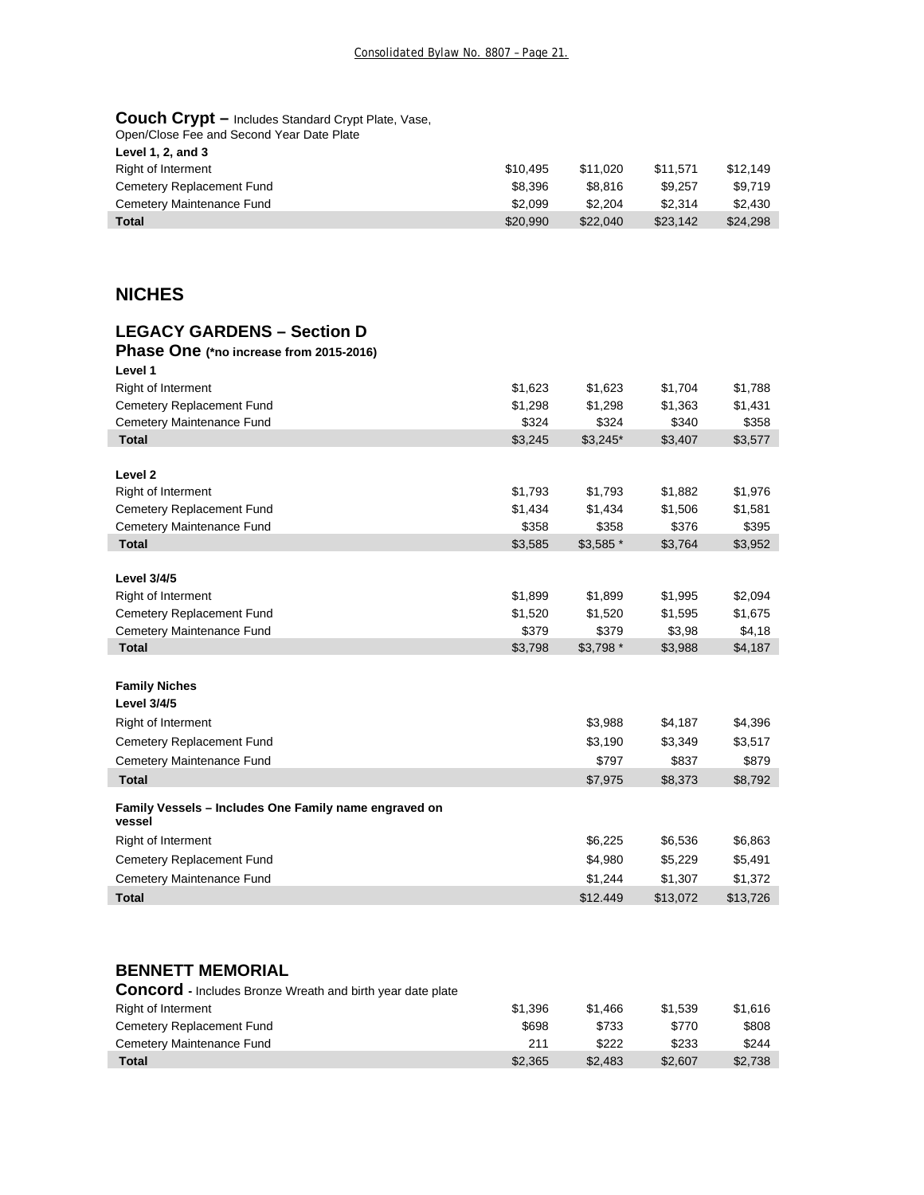**Couch Crypt –** Includes Standard Crypt Plate, Vase, Open/Close Fee and Second Year Date Plate

| **Level 1, 2, and 3** | | | | |
|---|---|---|---|---|
| Right of Interment | $10,495 | $11,020 | $11,571 | $12,149 |
| Cemetery Replacement Fund | $8,396 | $8,816 | $9,257 | $9,719 |
| Cemetery Maintenance Fund | $2,099 | $2,204 | $2,314 | $2,430 |
| **Total** | $20,990 | $22,040 | $23,142 | $24,298 |

## NICHES

### LEGACY GARDENS – Section D

**Phase One (*no increase from 2015-2016)**

| **Level 1** | | | | |
|---|---|---|---|---|
| Right of Interment | $1,623 | $1,623 | $1,704 | $1,788 |
| Cemetery Replacement Fund | $1,298 | $1,298 | $1,363 | $1,431 |
| Cemetery Maintenance Fund | $324 | $324 | $340 | $358 |
| **Total** | $3,245 | $3,245* | $3,407 | $3,577 |

| **Level 2** | | | | |
|---|---|---|---|---|
| Right of Interment | $1,793 | $1,793 | $1,882 | $1,976 |
| Cemetery Replacement Fund | $1,434 | $1,434 | $1,506 | $1,581 |
| Cemetery Maintenance Fund | $358 | $358 | $376 | $395 |
| **Total** | $3,585 | $3,585 * | $3,764 | $3,952 |

| **Level 3/4/5** | | | | |
|---|---|---|---|---|
| Right of Interment | $1,899 | $1,899 | $1,995 | $2,094 |
| Cemetery Replacement Fund | $1,520 | $1,520 | $1,595 | $1,675 |
| Cemetery Maintenance Fund | $379 | $379 | $3,98 | $4,18 |
| **Total** | $3,798 | $3,798 * | $3,988 | $4,187 |

**Family Niches**

| **Level 3/4/5** | | | | |
|---|---|---|---|---|
| Right of Interment | | $3,988 | $4,187 | $4,396 |
| Cemetery Replacement Fund | | $3,190 | $3,349 | $3,517 |
| Cemetery Maintenance Fund | | $797 | $837 | $879 |
| **Total** | | $7,975 | $8,373 | $8,792 |

| **Family Vessels – Includes One Family name engraved on vessel** | | | | |
|---|---|---|---|---|
| Right of Interment | | $6,225 | $6,536 | $6,863 |
| Cemetery Replacement Fund | | $4,980 | $5,229 | $5,491 |
| Cemetery Maintenance Fund | | $1,244 | $1,307 | $1,372 |
| **Total** | | $12.449 | $13,072 | $13,726 |

### BENNETT MEMORIAL

**Concord -** Includes Bronze Wreath and birth year date plate

| | | | | |
|---|---|---|---|---|
| Right of Interment | $1,396 | $1,466 | $1,539 | $1,616 |
| Cemetery Replacement Fund | $698 | $733 | $770 | $808 |
| Cemetery Maintenance Fund | 211 | $222 | $233 | $244 |
| **Total** | $2,365 | $2,483 | $2,607 | $2,738 |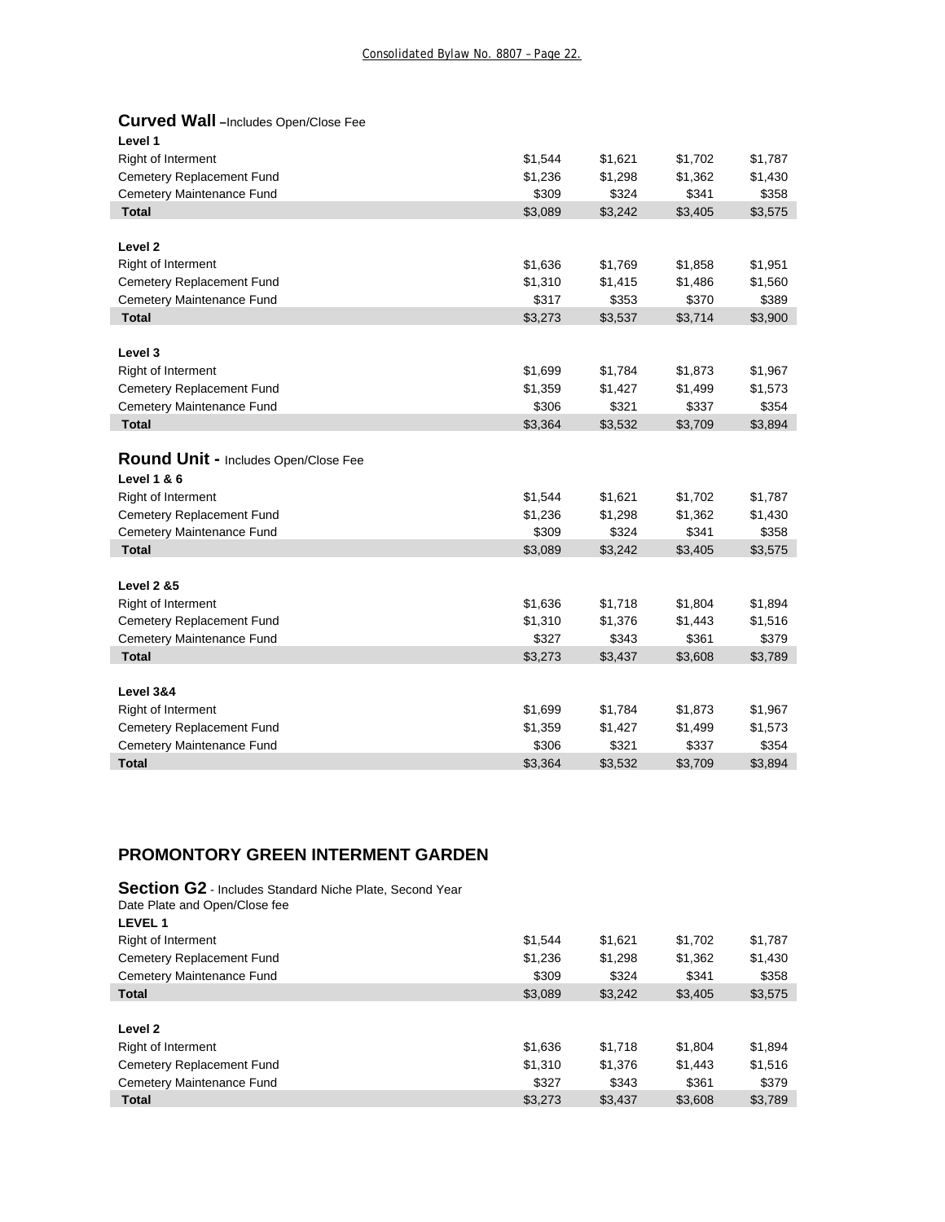**Curved Wall** –Includes Open/Close Fee

| Level 1 | | | | |
|---|---|---|---|---|
| Right of Interment | $1,544 | $1,621 | $1,702 | $1,787 |
| Cemetery Replacement Fund | $1,236 | $1,298 | $1,362 | $1,430 |
| Cemetery Maintenance Fund | $309 | $324 | $341 | $358 |
| **Total** | $3,089 | $3,242 | $3,405 | $3,575 |

| Level 2 | | | | |
|---|---|---|---|---|
| Right of Interment | $1,636 | $1,769 | $1,858 | $1,951 |
| Cemetery Replacement Fund | $1,310 | $1,415 | $1,486 | $1,560 |
| Cemetery Maintenance Fund | $317 | $353 | $370 | $389 |
| **Total** | $3,273 | $3,537 | $3,714 | $3,900 |

| Level 3 | | | | |
|---|---|---|---|---|
| Right of Interment | $1,699 | $1,784 | $1,873 | $1,967 |
| Cemetery Replacement Fund | $1,359 | $1,427 | $1,499 | $1,573 |
| Cemetery Maintenance Fund | $306 | $321 | $337 | $354 |
| **Total** | $3,364 | $3,532 | $3,709 | $3,894 |

**Round Unit** - Includes Open/Close Fee

| Level 1 & 6 | | | | |
|---|---|---|---|---|
| Right of Interment | $1,544 | $1,621 | $1,702 | $1,787 |
| Cemetery Replacement Fund | $1,236 | $1,298 | $1,362 | $1,430 |
| Cemetery Maintenance Fund | $309 | $324 | $341 | $358 |
| **Total** | $3,089 | $3,242 | $3,405 | $3,575 |

| Level 2 &5 | | | | |
|---|---|---|---|---|
| Right of Interment | $1,636 | $1,718 | $1,804 | $1,894 |
| Cemetery Replacement Fund | $1,310 | $1,376 | $1,443 | $1,516 |
| Cemetery Maintenance Fund | $327 | $343 | $361 | $379 |
| **Total** | $3,273 | $3,437 | $3,608 | $3,789 |

| Level 3&4 | | | | |
|---|---|---|---|---|
| Right of Interment | $1,699 | $1,784 | $1,873 | $1,967 |
| Cemetery Replacement Fund | $1,359 | $1,427 | $1,499 | $1,573 |
| Cemetery Maintenance Fund | $306 | $321 | $337 | $354 |
| **Total** | $3,364 | $3,532 | $3,709 | $3,894 |

## PROMONTORY GREEN INTERMENT GARDEN

**Section G2** - Includes Standard Niche Plate, Second Year Date Plate and Open/Close fee

| LEVEL 1 | | | | |
|---|---|---|---|---|
| Right of Interment | $1,544 | $1,621 | $1,702 | $1,787 |
| Cemetery Replacement Fund | $1,236 | $1,298 | $1,362 | $1,430 |
| Cemetery Maintenance Fund | $309 | $324 | $341 | $358 |
| **Total** | $3,089 | $3,242 | $3,405 | $3,575 |

| Level 2 | | | | |
|---|---|---|---|---|
| Right of Interment | $1,636 | $1,718 | $1,804 | $1,894 |
| Cemetery Replacement Fund | $1,310 | $1,376 | $1,443 | $1,516 |
| Cemetery Maintenance Fund | $327 | $343 | $361 | $379 |
| **Total** | $3,273 | $3,437 | $3,608 | $3,789 |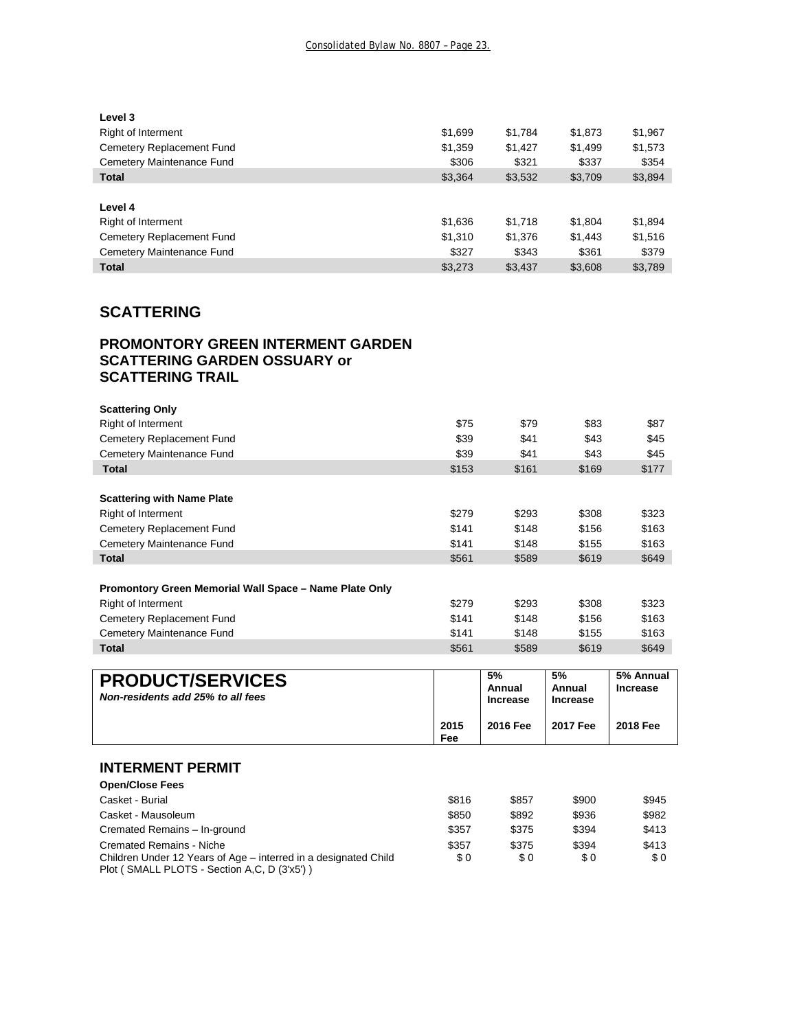| Level 3 | | | | |
|---|---|---|---|---|
| Right of Interment | $1,699 | $1,784 | $1,873 | $1,967 |
| Cemetery Replacement Fund | $1,359 | $1,427 | $1,499 | $1,573 |
| Cemetery Maintenance Fund | $306 | $321 | $337 | $354 |
| **Total** | $3,364 | $3,532 | $3,709 | $3,894 |

| Level 4 | | | | |
|---|---|---|---|---|
| Right of Interment | $1,636 | $1,718 | $1,804 | $1,894 |
| Cemetery Replacement Fund | $1,310 | $1,376 | $1,443 | $1,516 |
| Cemetery Maintenance Fund | $327 | $343 | $361 | $379 |
| **Total** | $3,273 | $3,437 | $3,608 | $3,789 |

## SCATTERING

## PROMONTORY GREEN INTERMENT GARDEN SCATTERING GARDEN OSSUARY or SCATTERING TRAIL

| Scattering Only | | | | |
|---|---|---|---|---|
| Right of Interment | $75 | $79 | $83 | $87 |
| Cemetery Replacement Fund | $39 | $41 | $43 | $45 |
| Cemetery Maintenance Fund | $39 | $41 | $43 | $45 |
| **Total** | $153 | $161 | $169 | $177 |

| Scattering with Name Plate | | | | |
|---|---|---|---|---|
| Right of Interment | $279 | $293 | $308 | $323 |
| Cemetery Replacement Fund | $141 | $148 | $156 | $163 |
| Cemetery Maintenance Fund | $141 | $148 | $155 | $163 |
| **Total** | $561 | $589 | $619 | $649 |

| Promontory Green Memorial Wall Space – Name Plate Only | | | | |
|---|---|---|---|---|
| Right of Interment | $279 | $293 | $308 | $323 |
| Cemetery Replacement Fund | $141 | $148 | $156 | $163 |
| Cemetery Maintenance Fund | $141 | $148 | $155 | $163 |
| **Total** | $561 | $589 | $619 | $649 |

| **PRODUCT/SERVICES** *Non-residents add 25% to all fees* | 2015 Fee | 5% Annual Increase 2016 Fee | 5% Annual Increase 2017 Fee | 5% Annual Increase 2018 Fee |
|---|---|---|---|---|

## INTERMENT PERMIT

| Open/Close Fees | | | | |
|---|---|---|---|---|
| Casket - Burial | $816 | $857 | $900 | $945 |
| Casket - Mausoleum | $850 | $892 | $936 | $982 |
| Cremated Remains – In-ground | $357 | $375 | $394 | $413 |
| Cremated Remains - Niche | $357 | $375 | $394 | $413 |
| Children Under 12 Years of Age – interred in a designated Child Plot ( SMALL PLOTS - Section A,C, D (3'x5') ) | $ 0 | $ 0 | $ 0 | $ 0 |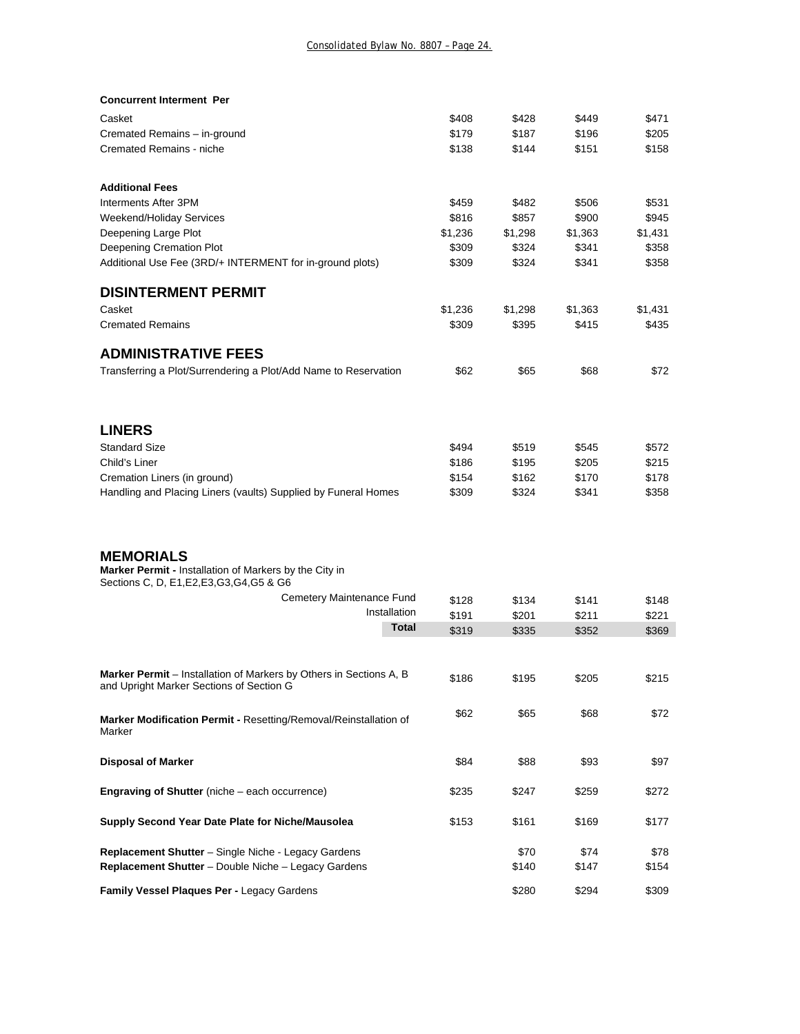**Concurrent Interment Per**

| | | | | |
|---|---|---|---|---|
| Casket | $408 | $428 | $449 | $471 |
| Cremated Remains – in-ground | $179 | $187 | $196 | $205 |
| Cremated Remains - niche | $138 | $144 | $151 | $158 |

**Additional Fees**

| | | | | |
|---|---|---|---|---|
| Interments After 3PM | $459 | $482 | $506 | $531 |
| Weekend/Holiday Services | $816 | $857 | $900 | $945 |
| Deepening Large Plot | $1,236 | $1,298 | $1,363 | $1,431 |
| Deepening Cremation Plot | $309 | $324 | $341 | $358 |
| Additional Use Fee (3RD/+ INTERMENT for in-ground plots) | $309 | $324 | $341 | $358 |

## DISINTERMENT PERMIT

| | | | | |
|---|---|---|---|---|
| Casket | $1,236 | $1,298 | $1,363 | $1,431 |
| Cremated Remains | $309 | $395 | $415 | $435 |

## ADMINISTRATIVE FEES

| | | | | |
|---|---|---|---|---|
| Transferring a Plot/Surrendering a Plot/Add Name to Reservation | $62 | $65 | $68 | $72 |

## LINERS

| | | | | |
|---|---|---|---|---|
| Standard Size | $494 | $519 | $545 | $572 |
| Child's Liner | $186 | $195 | $205 | $215 |
| Cremation Liners (in ground) | $154 | $162 | $170 | $178 |
| Handling and Placing Liners (vaults) Supplied by Funeral Homes | $309 | $324 | $341 | $358 |

## MEMORIALS

**Marker Permit -** Installation of Markers by the City in Sections C, D, E1,E2,E3,G3,G4,G5 & G6

| | | | | |
|---|---|---|---|---|
| Cemetery Maintenance Fund | $128 | $134 | $141 | $148 |
| Installation | $191 | $201 | $211 | $221 |
| **Total** | $319 | $335 | $352 | $369 |

| | | | | |
|---|---|---|---|---|
| **Marker Permit** – Installation of Markers by Others in Sections A, B and Upright Marker Sections of Section G | $186 | $195 | $205 | $215 |
| **Marker Modification Permit -** Resetting/Removal/Reinstallation of Marker | $62 | $65 | $68 | $72 |
| **Disposal of Marker** | $84 | $88 | $93 | $97 |
| **Engraving of Shutter** (niche – each occurrence) | $235 | $247 | $259 | $272 |
| **Supply Second Year Date Plate for Niche/Mausolea** | $153 | $161 | $169 | $177 |
| **Replacement Shutter** – Single Niche - Legacy Gardens | | $70 | $74 | $78 |
| **Replacement Shutter** – Double Niche – Legacy Gardens | | $140 | $147 | $154 |
| **Family Vessel Plaques Per -** Legacy Gardens | | $280 | $294 | $309 |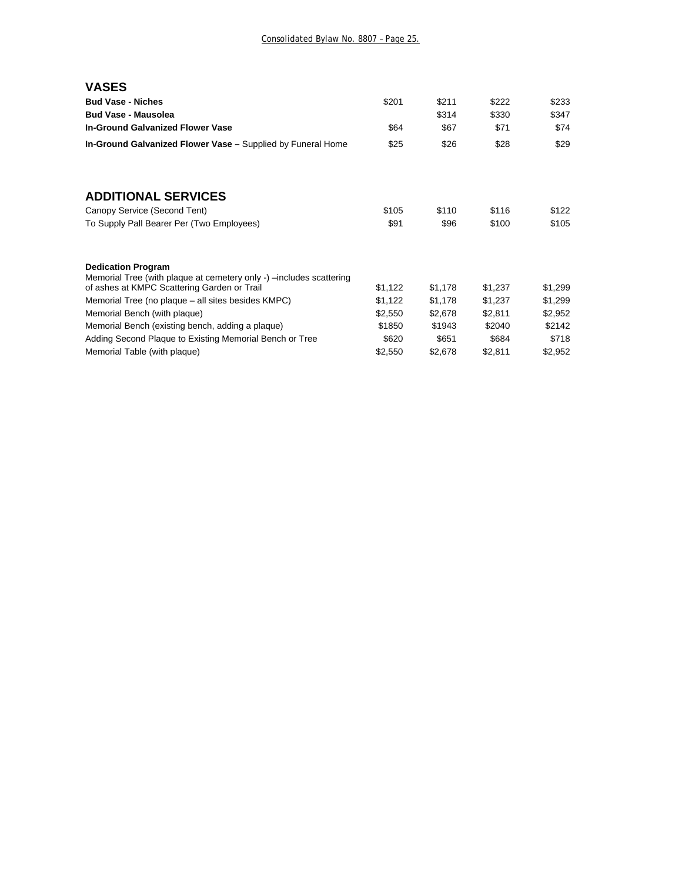## VASES

| | | | | |
|---|---|---|---|---|
| **Bud Vase - Niches** | $201 | $211 | $222 | $233 |
| **Bud Vase - Mausolea** | | $314 | $330 | $347 |
| **In-Ground Galvanized Flower Vase** | $64 | $67 | $71 | $74 |
| **In-Ground Galvanized Flower Vase –** Supplied by Funeral Home | $25 | $26 | $28 | $29 |

## ADDITIONAL SERVICES

| | | | | |
|---|---|---|---|---|
| Canopy Service (Second Tent) | $105 | $110 | $116 | $122 |
| To Supply Pall Bearer Per (Two Employees) | $91 | $96 | $100 | $105 |

| | | | | |
|---|---|---|---|---|
| **Dedication Program** | | | | |
| Memorial Tree (with plaque at cemetery only -) –includes scattering of ashes at KMPC Scattering Garden or Trail | $1,122 | $1,178 | $1,237 | $1,299 |
| Memorial Tree (no plaque – all sites besides KMPC) | $1,122 | $1,178 | $1,237 | $1,299 |
| Memorial Bench (with plaque) | $2,550 | $2,678 | $2,811 | $2,952 |
| Memorial Bench (existing bench, adding a plaque) | $1850 | $1943 | $2040 | $2142 |
| Adding Second Plaque to Existing Memorial Bench or Tree | $620 | $651 | $684 | $718 |
| Memorial Table (with plaque) | $2,550 | $2,678 | $2,811 | $2,952 |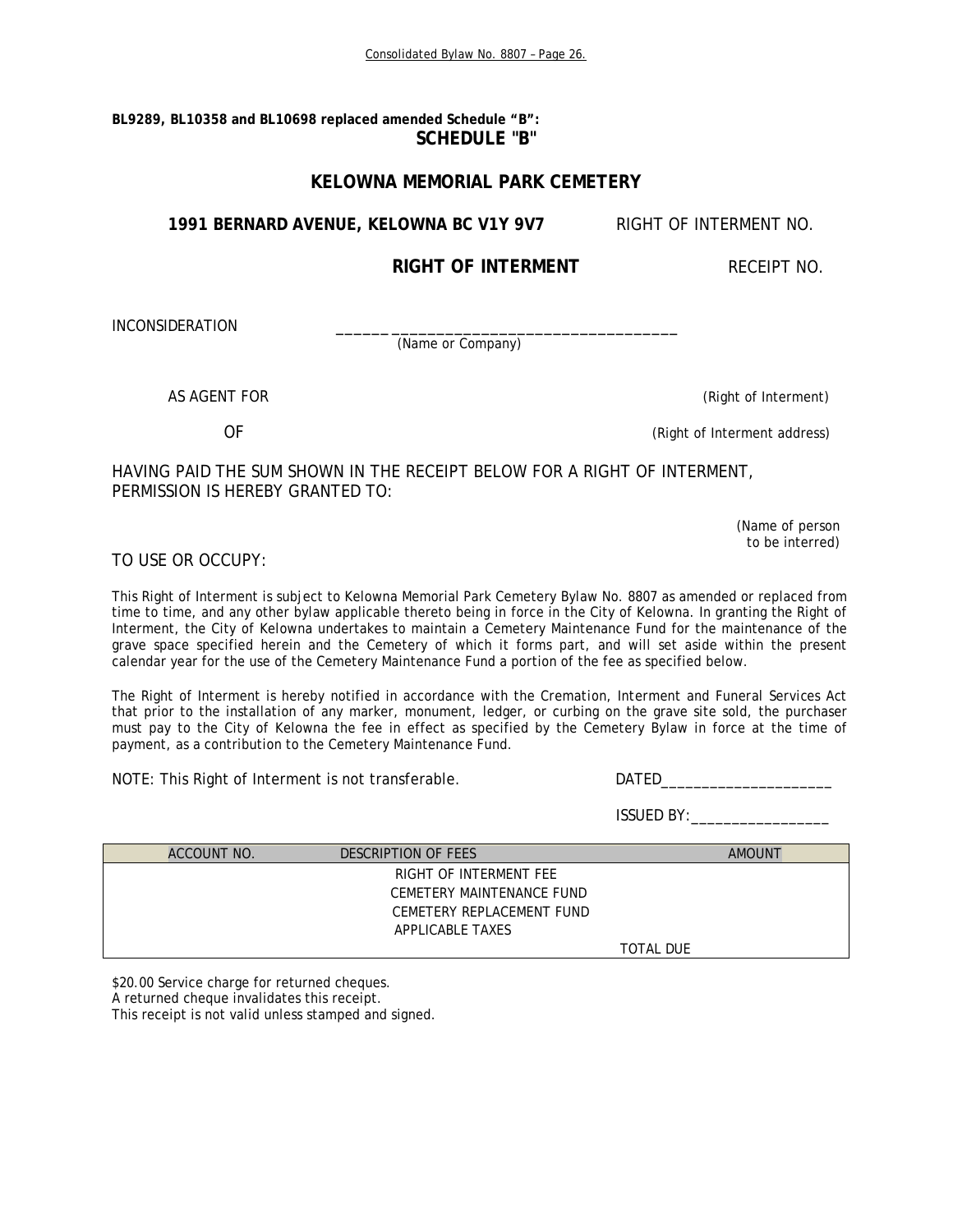**BL9289, BL10358 and BL10698 replaced amended Schedule "B":**

# SCHEDULE "B"

## KELOWNA MEMORIAL PARK CEMETERY

**1991 BERNARD AVENUE, KELOWNA BC V1Y 9V7** RIGHT OF INTERMENT NO.

**RIGHT OF INTERMENT** RECEIPT NO.

INCONSIDERATION ______ _________________________________
(Name or Company)

AS AGENT FOR (Right of Interment)

OF (Right of Interment address)

HAVING PAID THE SUM SHOWN IN THE RECEIPT BELOW FOR A RIGHT OF INTERMENT, PERMISSION IS HEREBY GRANTED TO:

(Name of person to be interred)

TO USE OR OCCUPY:

This Right of Interment is subject to Kelowna Memorial Park Cemetery Bylaw No. 8807 as amended or replaced from time to time, and any other bylaw applicable thereto being in force in the City of Kelowna. In granting the Right of Interment, the City of Kelowna undertakes to maintain a Cemetery Maintenance Fund for the maintenance of the grave space specified herein and the Cemetery of which it forms part, and will set aside within the present calendar year for the use of the Cemetery Maintenance Fund a portion of the fee as specified below.

The Right of Interment is hereby notified in accordance with the Cremation, Interment and Funeral Services Act that prior to the installation of any marker, monument, ledger, or curbing on the grave site sold, the purchaser must pay to the City of Kelowna the fee in effect as specified by the Cemetery Bylaw in force at the time of payment, as a contribution to the Cemetery Maintenance Fund.

NOTE: This Right of Interment is not transferable. DATED____________________

ISSUED BY:_________________

| ACCOUNT NO. | DESCRIPTION OF FEES | AMOUNT |
|---|---|---|
| | RIGHT OF INTERMENT FEE | |
| | CEMETERY MAINTENANCE FUND | |
| | CEMETERY REPLACEMENT FUND | |
| | APPLICABLE TAXES | |
| | TOTAL DUE | |

$20.00 Service charge for returned cheques.
A returned cheque invalidates this receipt.
This receipt is not valid unless stamped and signed.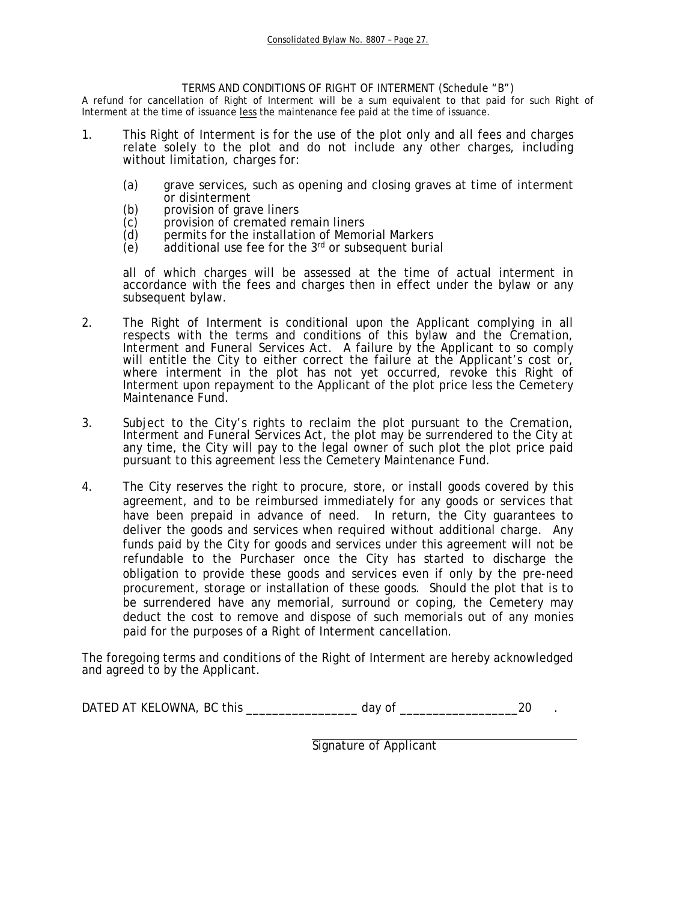## TERMS AND CONDITIONS OF RIGHT OF INTERMENT (Schedule "B")

A refund for cancellation of Right of Interment will be a sum equivalent to that paid for such Right of Interment at the time of issuance less the maintenance fee paid at the time of issuance.

1. This Right of Interment is for the use of the plot only and all fees and charges relate solely to the plot and do not include any other charges, including without limitation, charges for:

   (a) grave services, such as opening and closing graves at time of interment or disinterment
   (b) provision of grave liners
   (c) provision of cremated remain liners
   (d) permits for the installation of Memorial Markers
   (e) additional use fee for the 3rd or subsequent burial

   all of which charges will be assessed at the time of actual interment in accordance with the fees and charges then in effect under the bylaw or any subsequent bylaw.

2. The Right of Interment is conditional upon the Applicant complying in all respects with the terms and conditions of this bylaw and the Cremation, Interment and Funeral Services Act. A failure by the Applicant to so comply will entitle the City to either correct the failure at the Applicant's cost or, where interment in the plot has not yet occurred, revoke this Right of Interment upon repayment to the Applicant of the plot price less the Cemetery Maintenance Fund.

3. Subject to the City's rights to reclaim the plot pursuant to the Cremation, Interment and Funeral Services Act, the plot may be surrendered to the City at any time, the City will pay to the legal owner of such plot the plot price paid pursuant to this agreement less the Cemetery Maintenance Fund.

4. The City reserves the right to procure, store, or install goods covered by this agreement, and to be reimbursed immediately for any goods or services that have been prepaid in advance of need. In return, the City guarantees to deliver the goods and services when required without additional charge. Any funds paid by the City for goods and services under this agreement will not be refundable to the Purchaser once the City has started to discharge the obligation to provide these goods and services even if only by the pre-need procurement, storage or installation of these goods. Should the plot that is to be surrendered have any memorial, surround or coping, the Cemetery may deduct the cost to remove and dispose of such memorials out of any monies paid for the purposes of a Right of Interment cancellation.

The foregoing terms and conditions of the Right of Interment are hereby acknowledged and agreed to by the Applicant.

DATED AT KELOWNA, BC this _________________ day of _________________20 .

Signature of Applicant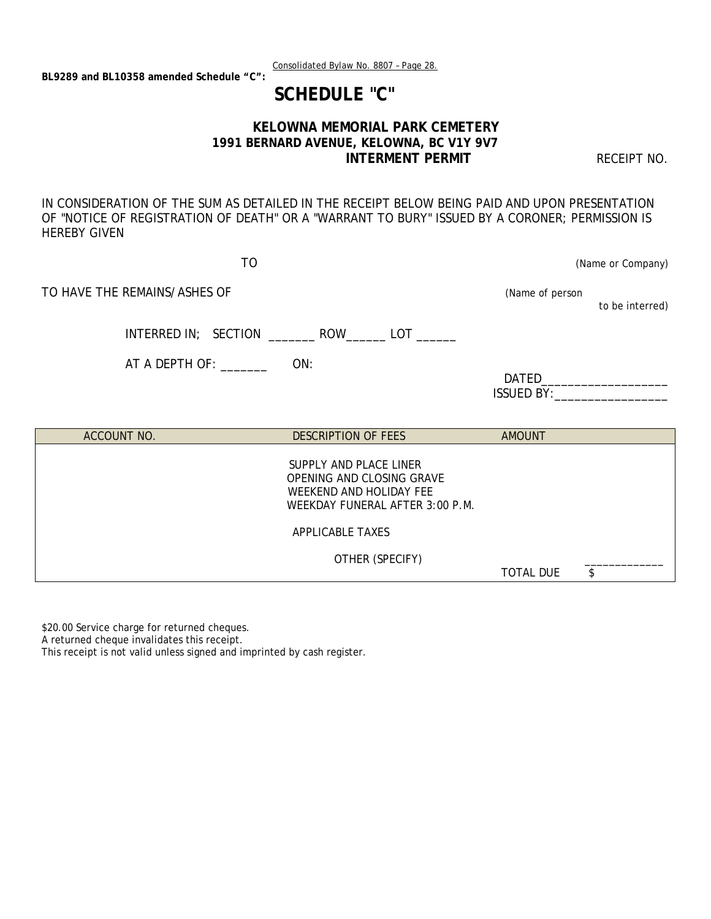BL9289 and BL10358 amended Schedule "C":

# SCHEDULE "C"

**KELOWNA MEMORIAL PARK CEMETERY**
**1991 BERNARD AVENUE, KELOWNA, BC V1Y 9V7**
**INTERMENT PERMIT**

RECEIPT NO.

IN CONSIDERATION OF THE SUM AS DETAILED IN THE RECEIPT BELOW BEING PAID AND UPON PRESENTATION OF "NOTICE OF REGISTRATION OF DEATH" OR A "WARRANT TO BURY" ISSUED BY A CORONER; PERMISSION IS HEREBY GIVEN

TO *(Name or Company)*

TO HAVE THE REMAINS/ASHES OF *(Name of person to be interred)*

INTERRED IN; SECTION _______ ROW______ LOT ______

AT A DEPTH OF: _______ ON:

DATED___________________

ISSUED BY:_________________

| ACCOUNT NO. | DESCRIPTION OF FEES | AMOUNT |
|---|---|---|
| | SUPPLY AND PLACE LINER<br>OPENING AND CLOSING GRAVE<br>WEEKEND AND HOLIDAY FEE<br>WEEKDAY FUNERAL AFTER 3:00 P.M. | |
| | APPLICABLE TAXES | |
| | OTHER (SPECIFY) | TOTAL DUE $ _____________ |

$20.00 Service charge for returned cheques.
A returned cheque invalidates this receipt.
This receipt is not valid unless signed and imprinted by cash register.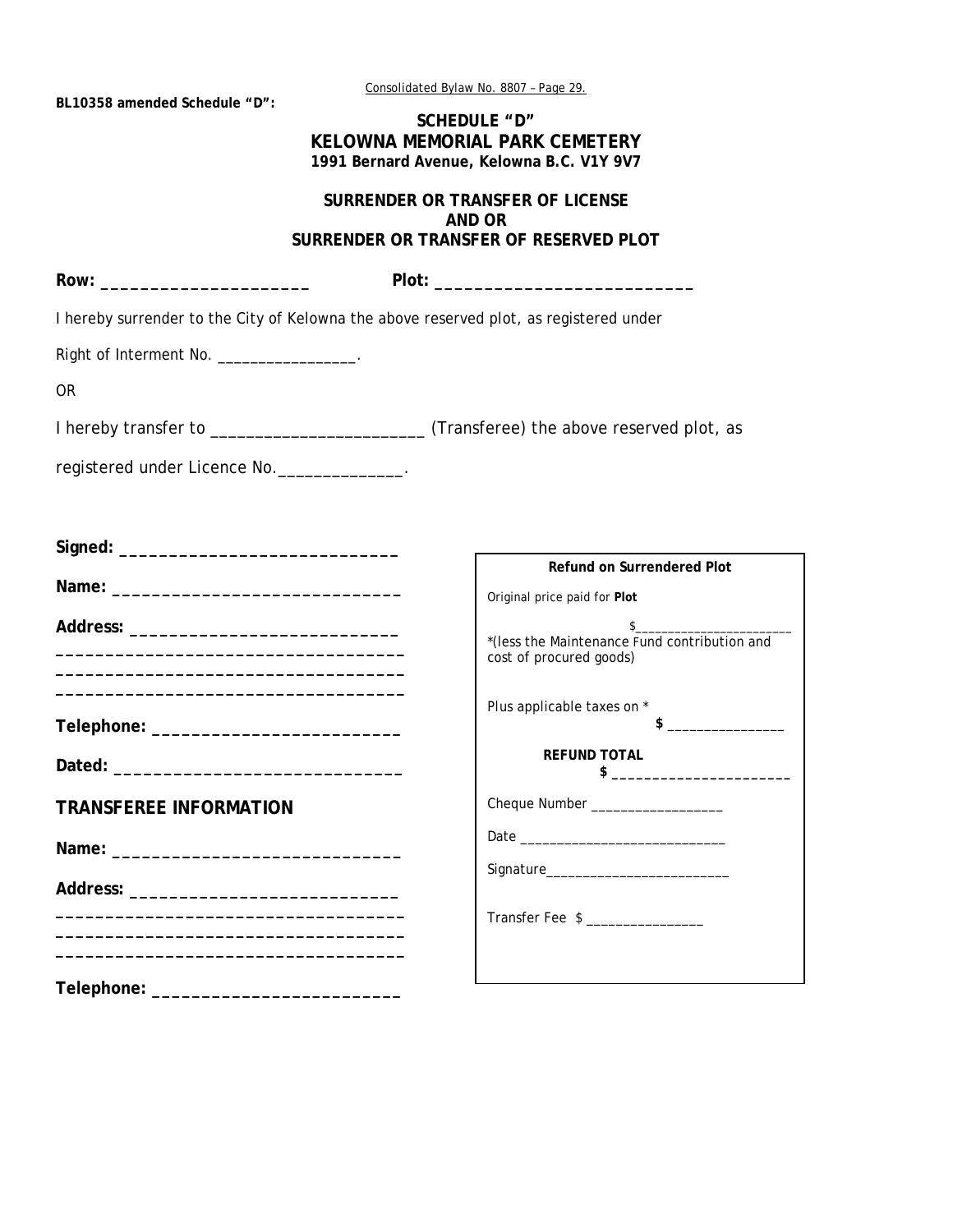BL10358 amended Schedule "D":

# SCHEDULE "D"
## KELOWNA MEMORIAL PARK CEMETERY
**1991 Bernard Avenue, Kelowna B.C. V1Y 9V7**

### SURRENDER OR TRANSFER OF LICENSE AND OR SURRENDER OR TRANSFER OF RESERVED PLOT

**Row:** ______________________ **Plot:** ____________________________

I hereby surrender to the City of Kelowna the above reserved plot, as registered under Right of Interment No. _________________.

OR

I hereby transfer to ________________________ (Transferee) the above reserved plot, as registered under Licence No.______________.

**Signed:** ______________________________

**Name:** _______________________________

**Address:** _____________________________
____________________________________
____________________________________
____________________________________

**Telephone:** ___________________________

**Dated:** _______________________________

## TRANSFEREE INFORMATION

**Name:** _______________________________

**Address:** _____________________________
____________________________________
____________________________________
____________________________________

**Telephone:** ___________________________

---

**Refund on Surrendered Plot**

Original price paid for **Plot**

$_______________________
*(less the Maintenance Fund contribution and cost of procured goods)

Plus applicable taxes on *
**$** ________________

**REFUND TOTAL**
**$** ______________________

Cheque Number __________________

Date _____________________________

Signature_________________________

Transfer Fee $ ________________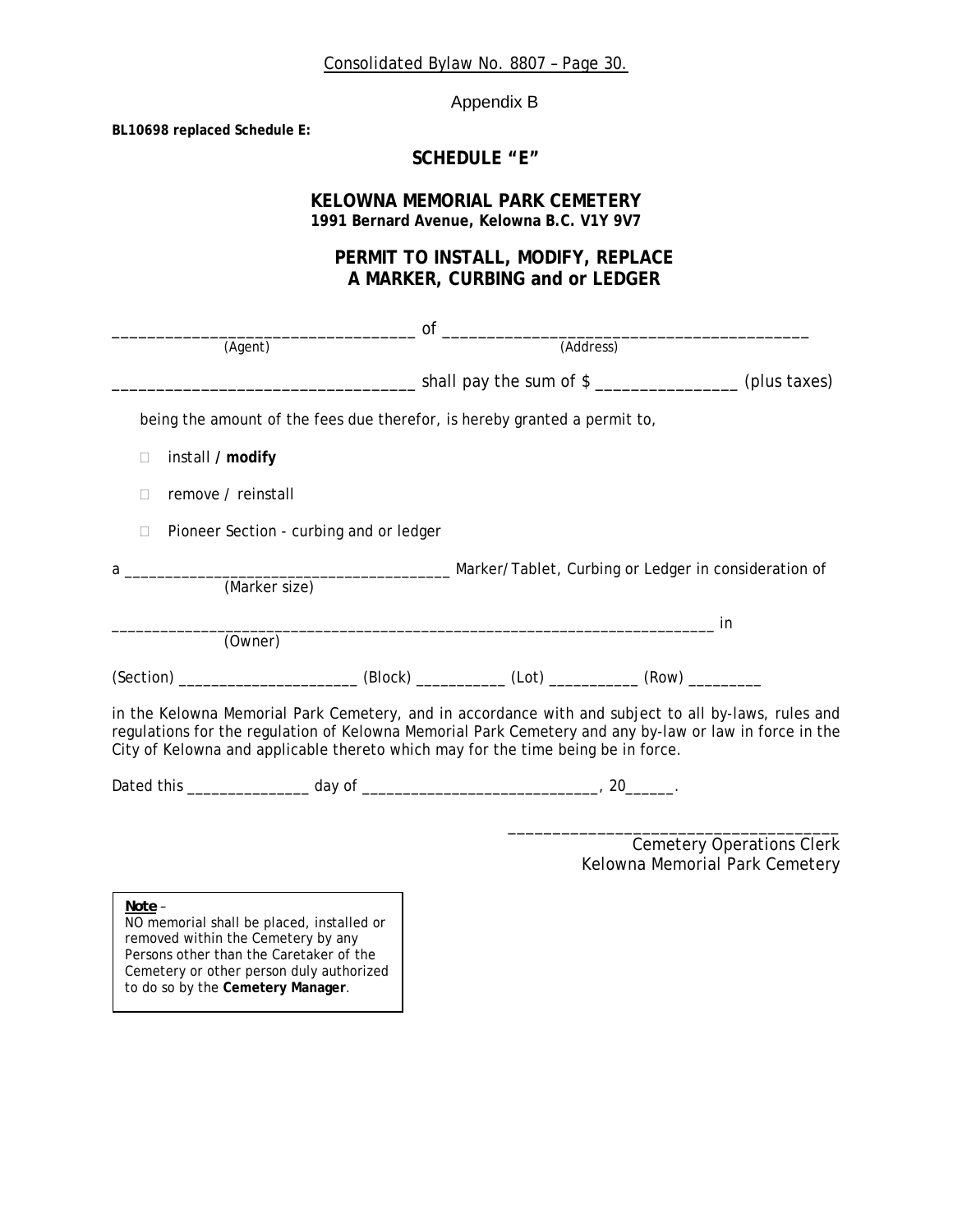Appendix B

**BL10698 replaced Schedule E:**

## SCHEDULE "E"

### KELOWNA MEMORIAL PARK CEMETERY

**1991 Bernard Avenue, Kelowna B.C. V1Y 9V7**

### PERMIT TO INSTALL, MODIFY, REPLACE A MARKER, CURBING and or LEDGER

__________________________________ of ________________________________________
(Agent) (Address)

__________________________________ shall pay the sum of $ ________________ (plus taxes)

being the amount of the fees due therefor, is hereby granted a permit to,

- ☐ install / **modify**
- ☐ remove / reinstall
- ☐ Pioneer Section - curbing and or ledger

a _______________________________________ Marker/Tablet, Curbing or Ledger in consideration of
(Marker size)

_________________________________________________________________________ in
(Owner)

(Section) _____________________ (Block) ___________ (Lot) ___________ (Row) _________

in the Kelowna Memorial Park Cemetery, and in accordance with and subject to all by-laws, rules and regulations for the regulation of Kelowna Memorial Park Cemetery and any by-law or law in force in the City of Kelowna and applicable thereto which may for the time being be in force.

Dated this _______________ day of ____________________________, 20______.

_____________________________________
Cemetery Operations Clerk
Kelowna Memorial Park Cemetery

> ***Note*** –
> NO memorial shall be placed, installed or removed within the Cemetery by any Persons other than the Caretaker of the Cemetery or other person duly authorized to do so by the **Cemetery Manager**.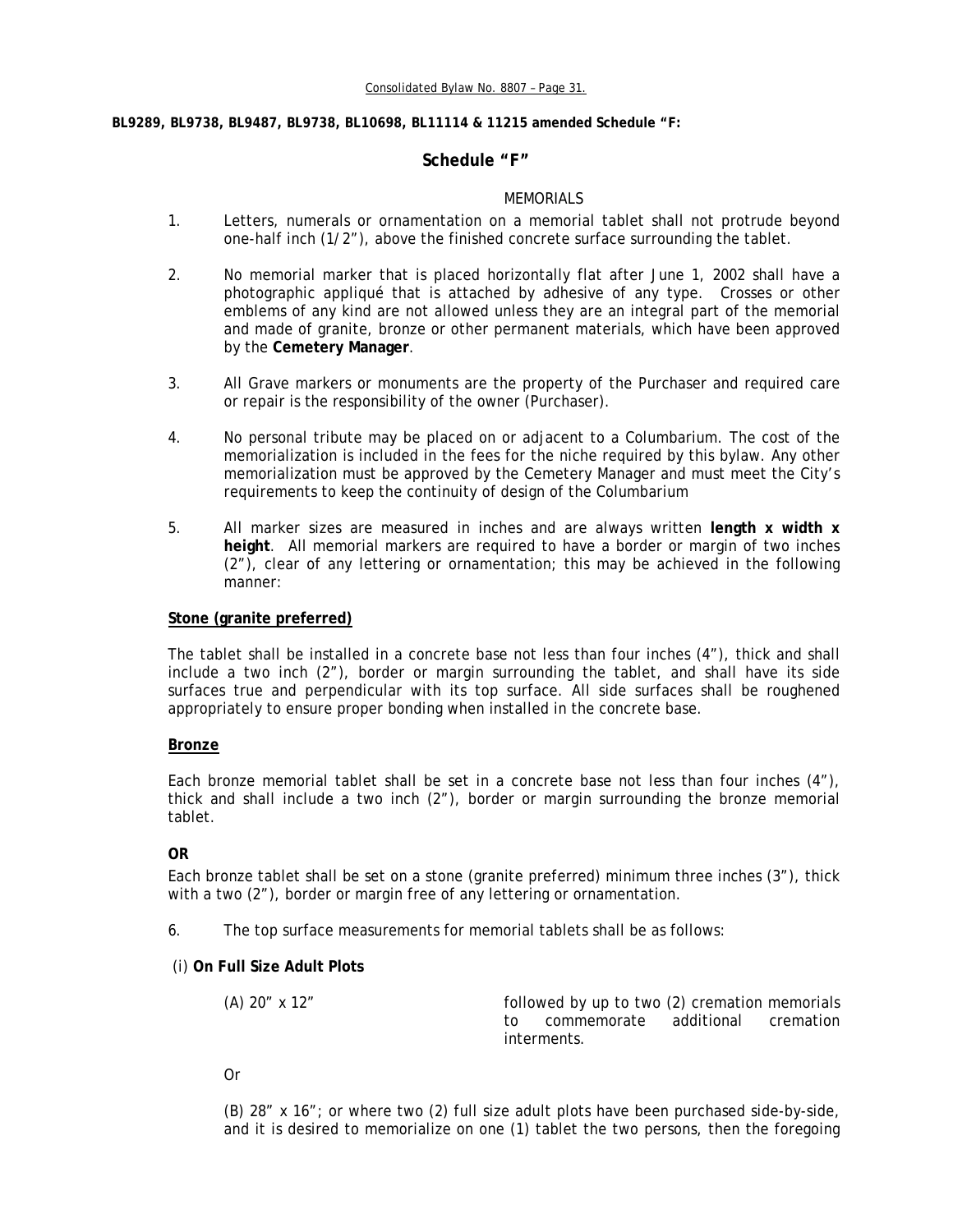**BL9289, BL9738, BL9487, BL9738, BL10698, BL11114 & 11215 amended Schedule "F:**

## Schedule "F"

MEMORIALS

1. Letters, numerals or ornamentation on a memorial tablet shall not protrude beyond one-half inch (1/2"), above the finished concrete surface surrounding the tablet.

2. No memorial marker that is placed horizontally flat after June 1, 2002 shall have a photographic appliqué that is attached by adhesive of any type. Crosses or other emblems of any kind are not allowed unless they are an integral part of the memorial and made of granite, bronze or other permanent materials, which have been approved by the **Cemetery Manager**.

3. All Grave markers or monuments are the property of the Purchaser and required care or repair is the responsibility of the owner (Purchaser).

4. No personal tribute may be placed on or adjacent to a Columbarium. The cost of the memorialization is included in the fees for the niche required by this bylaw. Any other memorialization must be approved by the Cemetery Manager and must meet the City's requirements to keep the continuity of design of the Columbarium

5. All marker sizes are measured in inches and are always written **length x width x height**. All memorial markers are required to have a border or margin of two inches (2"), clear of any lettering or ornamentation; this may be achieved in the following manner:

**Stone (granite preferred)**

The tablet shall be installed in a concrete base not less than four inches (4"), thick and shall include a two inch (2"), border or margin surrounding the tablet, and shall have its side surfaces true and perpendicular with its top surface. All side surfaces shall be roughened appropriately to ensure proper bonding when installed in the concrete base.

**Bronze**

Each bronze memorial tablet shall be set in a concrete base not less than four inches (4"), thick and shall include a two inch (2"), border or margin surrounding the bronze memorial tablet.

**OR**

Each bronze tablet shall be set on a stone (granite preferred) minimum three inches (3"), thick with a two (2"), border or margin free of any lettering or ornamentation.

6. The top surface measurements for memorial tablets shall be as follows:

(i) **On Full Size Adult Plots**

(A) 20" x 12" followed by up to two (2) cremation memorials to commemorate additional cremation interments.

Or

(B) 28" x 16"; or where two (2) full size adult plots have been purchased side-by-side, and it is desired to memorialize on one (1) tablet the two persons, then the foregoing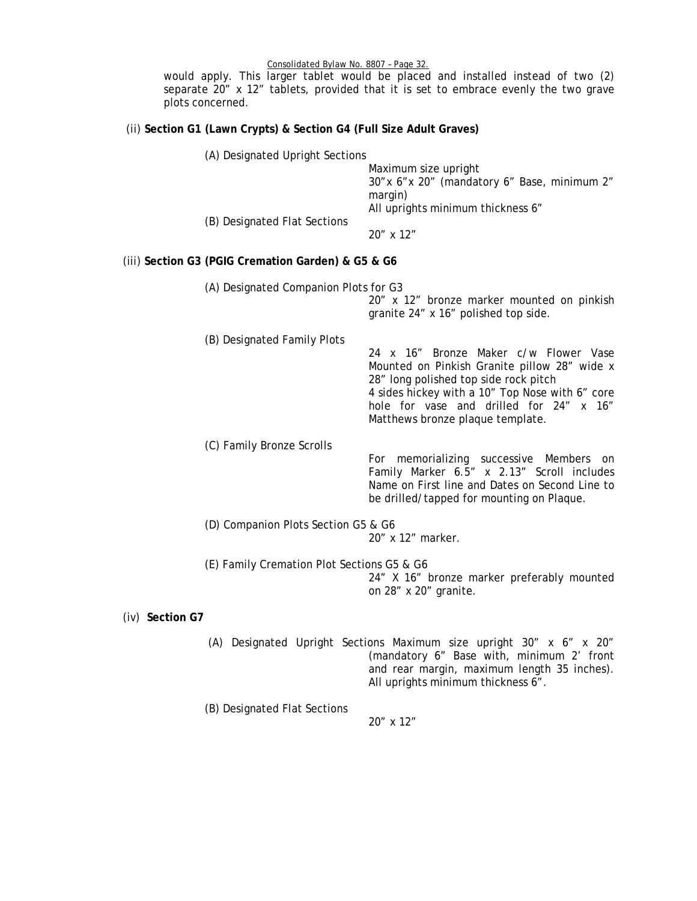would apply. This larger tablet would be placed and installed instead of two (2) separate 20" x 12" tablets, provided that it is set to embrace evenly the two grave plots concerned.

(ii) **Section G1 (Lawn Crypts) & Section G4 (Full Size Adult Graves)**

(A) Designated Upright Sections
Maximum size upright
30"x 6"x 20" (mandatory 6" Base, minimum 2" margin)
All uprights minimum thickness 6"

(B) Designated Flat Sections
20" x 12"

(iii) **Section G3 (PGIG Cremation Garden) & G5 & G6**

(A) Designated Companion Plots for G3
20" x 12" bronze marker mounted on pinkish granite 24" x 16" polished top side.

(B) Designated Family Plots
24 x 16" Bronze Maker c/w Flower Vase Mounted on Pinkish Granite pillow 28" wide x 28" long polished top side rock pitch
4 sides hickey with a 10" Top Nose with 6" core hole for vase and drilled for 24" x 16" Matthews bronze plaque template.

(C) Family Bronze Scrolls
For memorializing successive Members on Family Marker 6.5" x 2.13" Scroll includes Name on First line and Dates on Second Line to be drilled/tapped for mounting on Plaque.

(D) Companion Plots Section G5 & G6
20" x 12" marker.

(E) Family Cremation Plot Sections G5 & G6
24" X 16" bronze marker preferably mounted on 28" x 20" granite.

(iv) **Section G7**

(A) Designated Upright Sections Maximum size upright 30" x 6" x 20" (mandatory 6" Base with, minimum 2' front and rear margin, maximum length 35 inches). All uprights minimum thickness 6".

(B) Designated Flat Sections
20" x 12"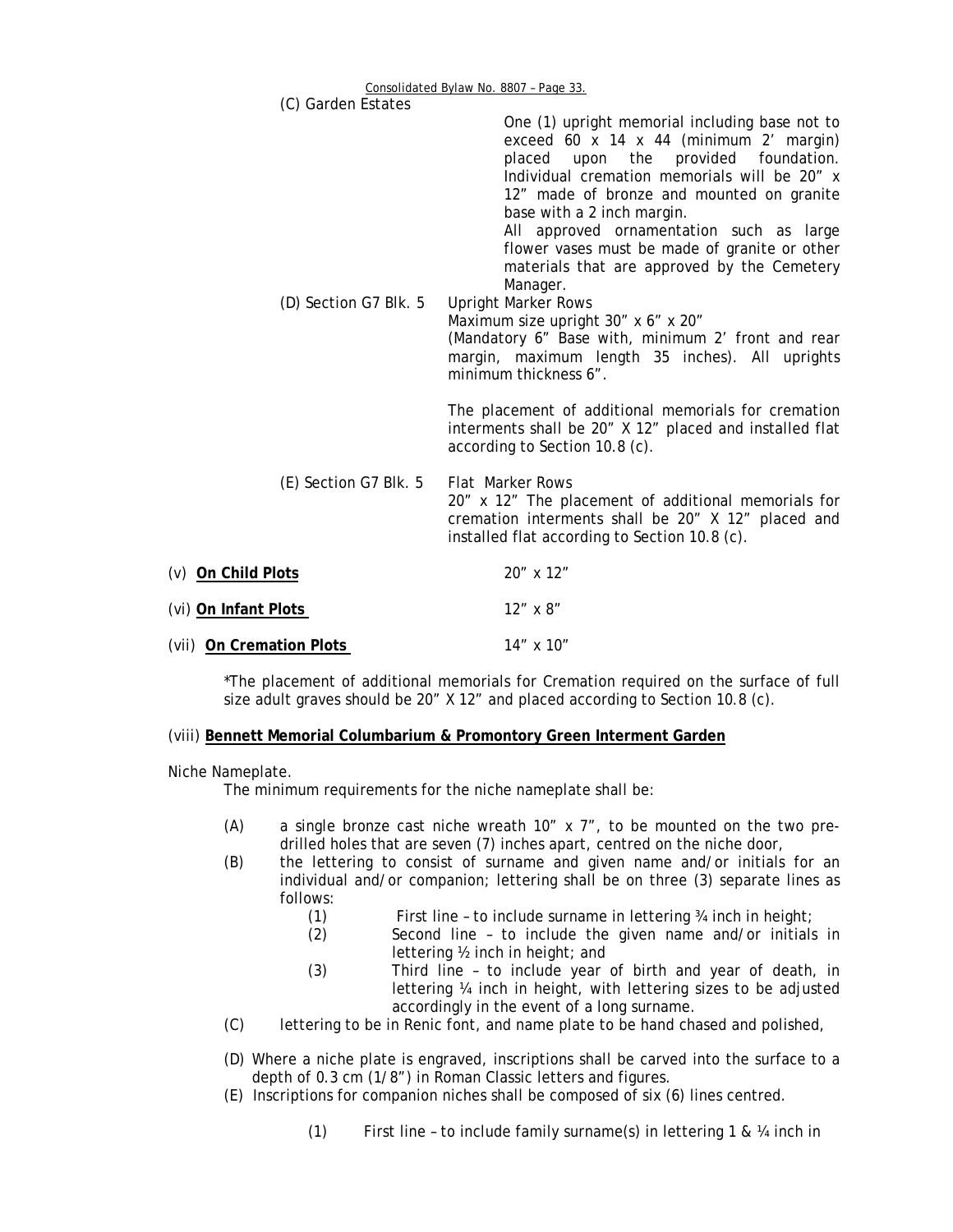(C) Garden Estates

One (1) upright memorial including base not to exceed 60 x 14 x 44 (minimum 2' margin) placed upon the provided foundation. Individual cremation memorials will be 20" x 12" made of bronze and mounted on granite base with a 2 inch margin.
All approved ornamentation such as large flower vases must be made of granite or other materials that are approved by the Cemetery Manager.

(D) Section G7 Blk. 5 Upright Marker Rows
Maximum size upright 30" x 6" x 20"
(Mandatory 6" Base with, minimum 2' front and rear margin, maximum length 35 inches). All uprights minimum thickness 6".

The placement of additional memorials for cremation interments shall be 20" X 12" placed and installed flat according to Section 10.8 (c).

(E) Section G7 Blk. 5 Flat Marker Rows
20" x 12" The placement of additional memorials for cremation interments shall be 20" X 12" placed and installed flat according to Section 10.8 (c).

(v) **On Child Plots** 20" x 12"

(vi) **On Infant Plots** 12" x 8"

(vii) **On Cremation Plots** 14" x 10"

*The placement of additional memorials for Cremation required on the surface of full size adult graves should be 20" X 12" and placed according to Section 10.8 (c).

(viii) **Bennett Memorial Columbarium & Promontory Green Interment Garden**

Niche Nameplate.
The minimum requirements for the niche nameplate shall be:

(A) a single bronze cast niche wreath 10" x 7", to be mounted on the two pre-drilled holes that are seven (7) inches apart, centred on the niche door,
(B) the lettering to consist of surname and given name and/or initials for an individual and/or companion; lettering shall be on three (3) separate lines as follows:
  (1) First line – to include surname in lettering ¾ inch in height;
  (2) Second line – to include the given name and/or initials in lettering ½ inch in height; and
  (3) Third line – to include year of birth and year of death, in lettering ¼ inch in height, with lettering sizes to be adjusted accordingly in the event of a long surname.
(C) lettering to be in Renic font, and name plate to be hand chased and polished,
(D) Where a niche plate is engraved, inscriptions shall be carved into the surface to a depth of 0.3 cm (1/8") in Roman Classic letters and figures.
(E) Inscriptions for companion niches shall be composed of six (6) lines centred.
  (1) First line – to include family surname(s) in lettering 1 & ¼ inch in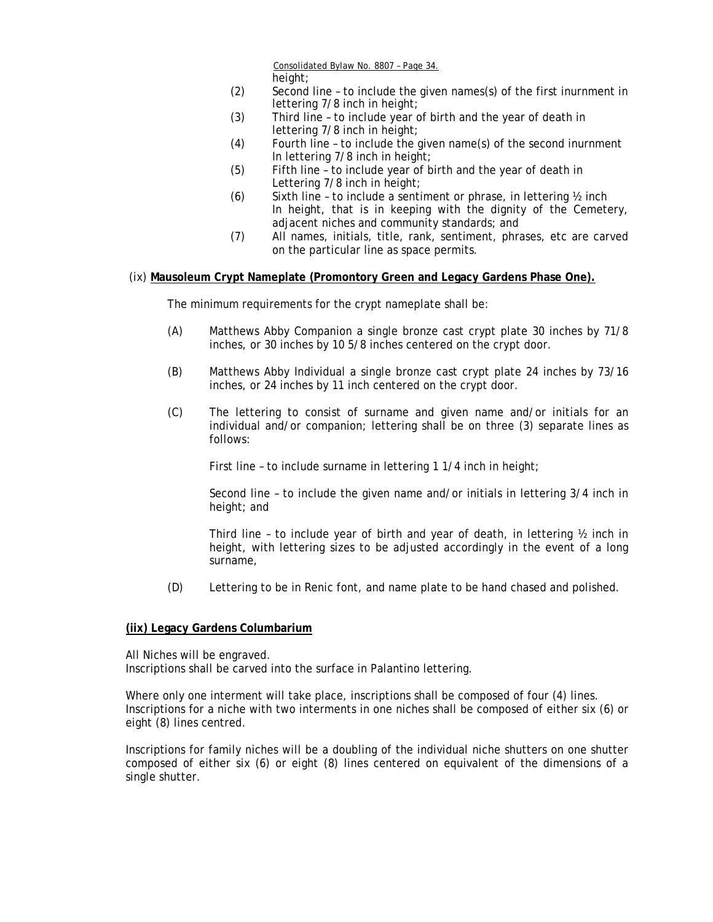height;

(2) Second line – to include the given names(s) of the first inurnment in lettering 7/8 inch in height;

(3) Third line – to include year of birth and the year of death in lettering 7/8 inch in height;

(4) Fourth line – to include the given name(s) of the second inurnment In lettering 7/8 inch in height;

(5) Fifth line – to include year of birth and the year of death in Lettering 7/8 inch in height;

(6) Sixth line – to include a sentiment or phrase, in lettering ½ inch In height, that is in keeping with the dignity of the Cemetery, adjacent niches and community standards; and

(7) All names, initials, title, rank, sentiment, phrases, etc are carved on the particular line as space permits.

(ix) **Mausoleum Crypt Nameplate (Promontory Green and Legacy Gardens Phase One).**

The minimum requirements for the crypt nameplate shall be:

(A) Matthews Abby Companion a single bronze cast crypt plate 30 inches by 71/8 inches, or 30 inches by 10 5/8 inches centered on the crypt door.

(B) Matthews Abby Individual a single bronze cast crypt plate 24 inches by 73/16 inches, or 24 inches by 11 inch centered on the crypt door.

(C) The lettering to consist of surname and given name and/or initials for an individual and/or companion; lettering shall be on three (3) separate lines as follows:

First line – to include surname in lettering 1 1/4 inch in height;

Second line – to include the given name and/or initials in lettering 3/4 inch in height; and

Third line – to include year of birth and year of death, in lettering ½ inch in height, with lettering sizes to be adjusted accordingly in the event of a long surname,

(D) Lettering to be in Renic font, and name plate to be hand chased and polished.

**(iix) Legacy Gardens Columbarium**

All Niches will be engraved.
Inscriptions shall be carved into the surface in Palantino lettering.

Where only one interment will take place, inscriptions shall be composed of four (4) lines. Inscriptions for a niche with two interments in one niches shall be composed of either six (6) or eight (8) lines centred.

Inscriptions for family niches will be a doubling of the individual niche shutters on one shutter composed of either six (6) or eight (8) lines centered on equivalent of the dimensions of a single shutter.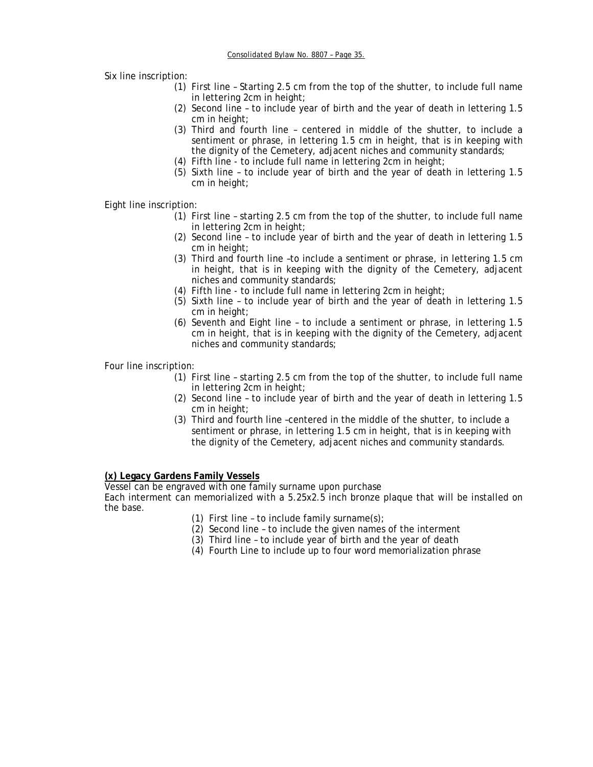Six line inscription:

(1) First line – Starting 2.5 cm from the top of the shutter, to include full name in lettering 2cm in height;
(2) Second line – to include year of birth and the year of death in lettering 1.5 cm in height;
(3) Third and fourth line – centered in middle of the shutter, to include a sentiment or phrase, in lettering 1.5 cm in height, that is in keeping with the dignity of the Cemetery, adjacent niches and community standards;
(4) Fifth line - to include full name in lettering 2cm in height;
(5) Sixth line – to include year of birth and the year of death in lettering 1.5 cm in height;

Eight line inscription:

(1) First line – starting 2.5 cm from the top of the shutter, to include full name in lettering 2cm in height;
(2) Second line – to include year of birth and the year of death in lettering 1.5 cm in height;
(3) Third and fourth line –to include a sentiment or phrase, in lettering 1.5 cm in height, that is in keeping with the dignity of the Cemetery, adjacent niches and community standards;
(4) Fifth line - to include full name in lettering 2cm in height;
(5) Sixth line – to include year of birth and the year of death in lettering 1.5 cm in height;
(6) Seventh and Eight line – to include a sentiment or phrase, in lettering 1.5 cm in height, that is in keeping with the dignity of the Cemetery, adjacent niches and community standards;

Four line inscription:

(1) First line – starting 2.5 cm from the top of the shutter, to include full name in lettering 2cm in height;
(2) Second line – to include year of birth and the year of death in lettering 1.5 cm in height;
(3) Third and fourth line –centered in the middle of the shutter, to include a sentiment or phrase, in lettering 1.5 cm in height, that is in keeping with the dignity of the Cemetery, adjacent niches and community standards.

**(x) Legacy Gardens Family Vessels**

Vessel can be engraved with one family surname upon purchase
Each interment can memorialized with a 5.25x2.5 inch bronze plaque that will be installed on the base.

(1) First line – to include family surname(s);
(2) Second line – to include the given names of the interment
(3) Third line – to include year of birth and the year of death
(4) Fourth Line to include up to four word memorialization phrase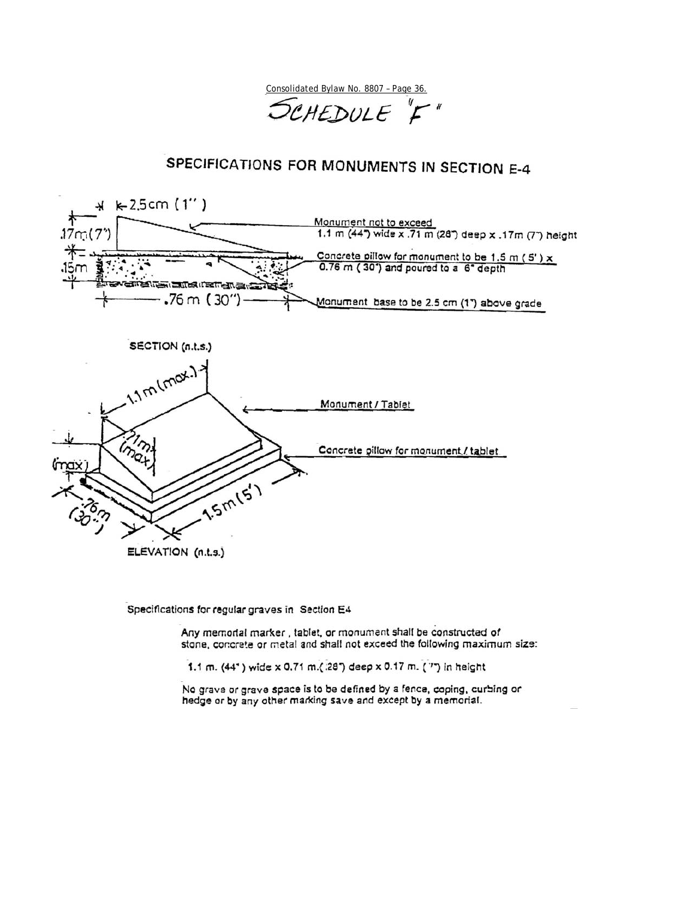Consolidated Bylaw No. 8807 – Page 36.

# SCHEDULE "F"

## SPECIFICATIONS FOR MONUMENTS IN SECTION E-4

2.5cm (1")

.17m (7")

.15m

.76 m (30")

Monument not to exceed 1.1 m (44") wide x .71 m (28") deep x .17m (7") height

Concrete pillow for monument to be 1.5 m (5') x 0.76 m (30") and poured to a 6" depth

Monument base to be 2.5 cm (1") above grade

SECTION (n.t.s.)

1.1 m (max.)

.71 m (max)

(max)

.76m (30")

1.5m (5')

Monument / Tablet

Concrete pillow for monument / tablet

ELEVATION (n.t.s.)

Specifications for regular graves in Section E4

Any memorial marker, tablet, or monument shall be constructed of stone, concrete or metal and shall not exceed the following maximum size:

1.1 m. (44") wide x 0.71 m. (28") deep x 0.17 m. (7") in height

No grave or grave space is to be defined by a fence, coping, curbing or hedge or by any other marking save and except by a memorial.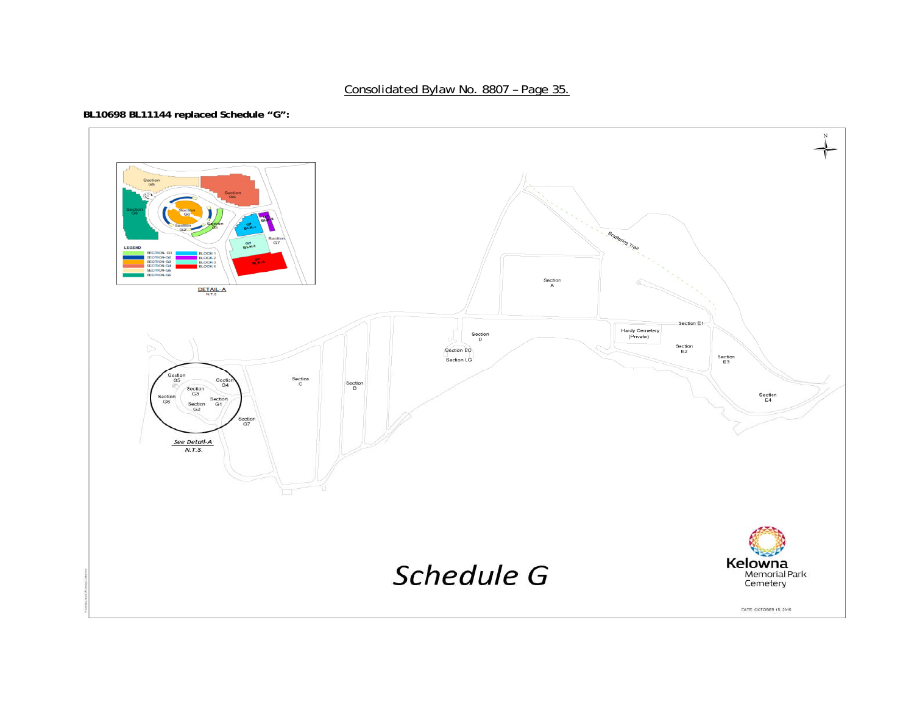Consolidated Bylaw No. 8807 – Page 35.

**BL10698 BL11144 replaced Schedule "G":**

Section G5
Section G4
Section G6
Section G3
Section G2
Section G1
G7 BLK-1
BLK-2
Section G7
G7 BLK-1
G7 BLK-5

LEGEND
SECTION- G1
SECTION-G2
SECTION-G3
SECTION-G4
SECTION-G5
SECTION-G6
BLOCK-1
BLOCK-2
BLOCK-3
BLOCK-5

DETAIL-A
N.T.S.

N

Scattering Trail

Section A

Section E1

Hardy Cemetery (Private)

Section D

Section BC

Section LG

Section E2

Section E3

Section E4

Section C

Section B

Section G5
Section G4
Section G3
Section G6
Section G1
Section G2
Section G7

*See Detail-A*
*N.T.S.*

*Schedule G*

Kelowna Memorial Park Cemetery

DATE: OCTOBER 15, 2015